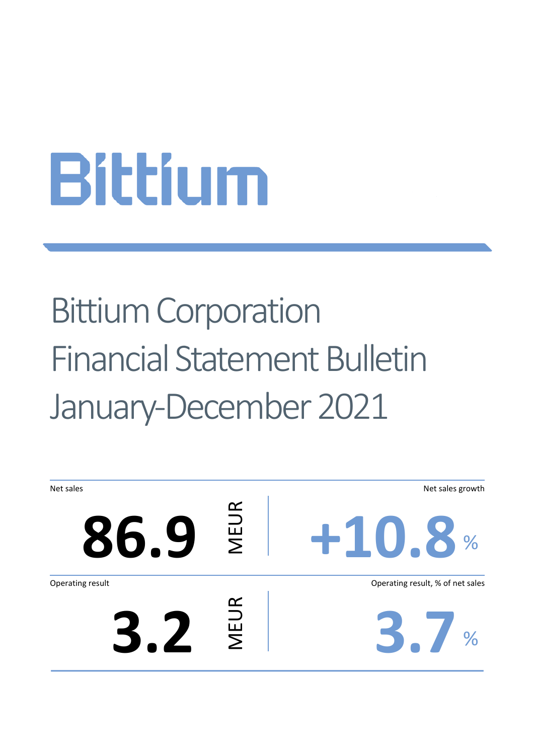# Bittium

# Bittium Corporation Financial Statement Bulletin January-December 2021

| Net sales | | Net sales growth |
|---|---|---|
| 86.9 | MEUR | +10.8 % |

| Operating result | | Operating result, % of net sales |
|---|---|---|
| 3.2 | MEUR | 3.7 % |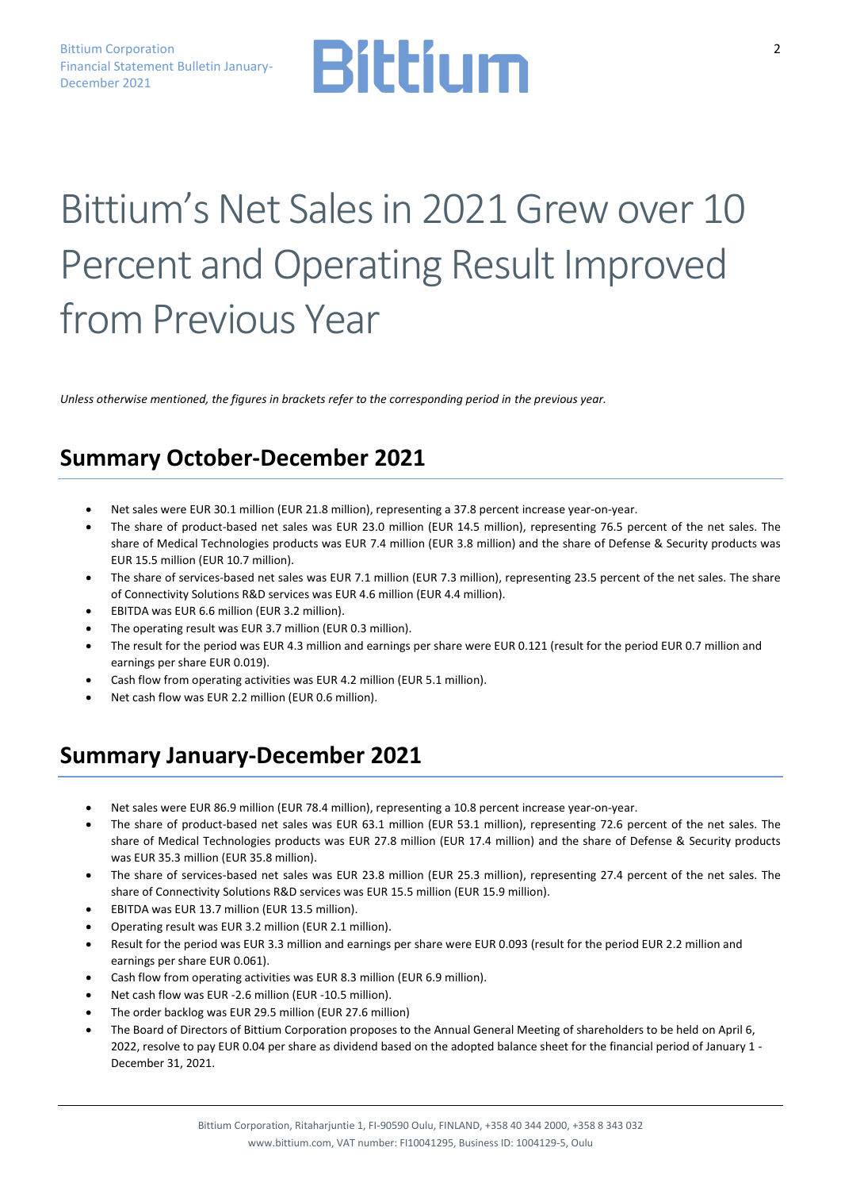# Bittium's Net Sales in 2021 Grew over 10 Percent and Operating Result Improved from Previous Year

*Unless otherwise mentioned, the figures in brackets refer to the corresponding period in the previous year.*

## Summary October-December 2021

- Net sales were EUR 30.1 million (EUR 21.8 million), representing a 37.8 percent increase year-on-year.
- The share of product-based net sales was EUR 23.0 million (EUR 14.5 million), representing 76.5 percent of the net sales. The share of Medical Technologies products was EUR 7.4 million (EUR 3.8 million) and the share of Defense & Security products was EUR 15.5 million (EUR 10.7 million).
- The share of services-based net sales was EUR 7.1 million (EUR 7.3 million), representing 23.5 percent of the net sales. The share of Connectivity Solutions R&D services was EUR 4.6 million (EUR 4.4 million).
- EBITDA was EUR 6.6 million (EUR 3.2 million).
- The operating result was EUR 3.7 million (EUR 0.3 million).
- The result for the period was EUR 4.3 million and earnings per share were EUR 0.121 (result for the period EUR 0.7 million and earnings per share EUR 0.019).
- Cash flow from operating activities was EUR 4.2 million (EUR 5.1 million).
- Net cash flow was EUR 2.2 million (EUR 0.6 million).

## Summary January-December 2021

- Net sales were EUR 86.9 million (EUR 78.4 million), representing a 10.8 percent increase year-on-year.
- The share of product-based net sales was EUR 63.1 million (EUR 53.1 million), representing 72.6 percent of the net sales. The share of Medical Technologies products was EUR 27.8 million (EUR 17.4 million) and the share of Defense & Security products was EUR 35.3 million (EUR 35.8 million).
- The share of services-based net sales was EUR 23.8 million (EUR 25.3 million), representing 27.4 percent of the net sales. The share of Connectivity Solutions R&D services was EUR 15.5 million (EUR 15.9 million).
- EBITDA was EUR 13.7 million (EUR 13.5 million).
- Operating result was EUR 3.2 million (EUR 2.1 million).
- Result for the period was EUR 3.3 million and earnings per share were EUR 0.093 (result for the period EUR 2.2 million and earnings per share EUR 0.061).
- Cash flow from operating activities was EUR 8.3 million (EUR 6.9 million).
- Net cash flow was EUR -2.6 million (EUR -10.5 million).
- The order backlog was EUR 29.5 million (EUR 27.6 million)
- The Board of Directors of Bittium Corporation proposes to the Annual General Meeting of shareholders to be held on April 6, 2022, resolve to pay EUR 0.04 per share as dividend based on the adopted balance sheet for the financial period of January 1 - December 31, 2021.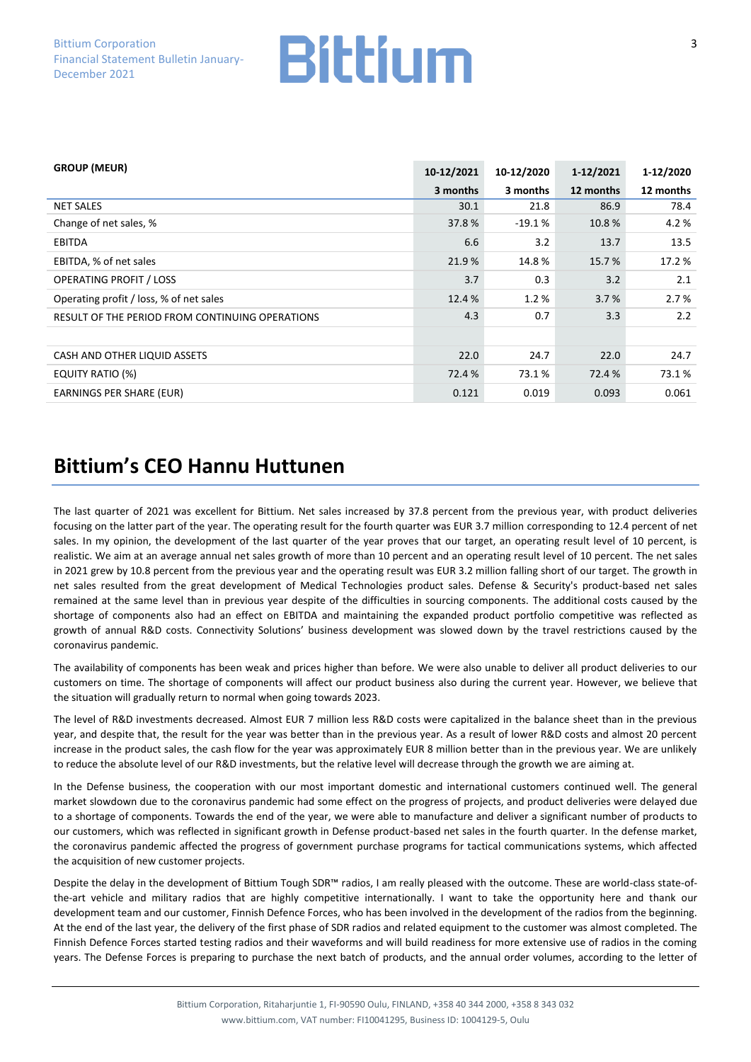| GROUP (MEUR) | 10-12/2021 | 10-12/2020 | 1-12/2021 | 1-12/2020 |
|---|---|---|---|---|
| | 3 months | 3 months | 12 months | 12 months |
| NET SALES | 30.1 | 21.8 | 86.9 | 78.4 |
| Change of net sales, % | 37.8 % | -19.1 % | 10.8 % | 4.2 % |
| EBITDA | 6.6 | 3.2 | 13.7 | 13.5 |
| EBITDA, % of net sales | 21.9 % | 14.8 % | 15.7 % | 17.2 % |
| OPERATING PROFIT / LOSS | 3.7 | 0.3 | 3.2 | 2.1 |
| Operating profit / loss, % of net sales | 12.4 % | 1.2 % | 3.7 % | 2.7 % |
| RESULT OF THE PERIOD FROM CONTINUING OPERATIONS | 4.3 | 0.7 | 3.3 | 2.2 |
| | | | | |
| CASH AND OTHER LIQUID ASSETS | 22.0 | 24.7 | 22.0 | 24.7 |
| EQUITY RATIO (%) | 72.4 % | 73.1 % | 72.4 % | 73.1 % |
| EARNINGS PER SHARE (EUR) | 0.121 | 0.019 | 0.093 | 0.061 |

# Bittium's CEO Hannu Huttunen

The last quarter of 2021 was excellent for Bittium. Net sales increased by 37.8 percent from the previous year, with product deliveries focusing on the latter part of the year. The operating result for the fourth quarter was EUR 3.7 million corresponding to 12.4 percent of net sales. In my opinion, the development of the last quarter of the year proves that our target, an operating result level of 10 percent, is realistic. We aim at an average annual net sales growth of more than 10 percent and an operating result level of 10 percent. The net sales in 2021 grew by 10.8 percent from the previous year and the operating result was EUR 3.2 million falling short of our target. The growth in net sales resulted from the great development of Medical Technologies product sales. Defense & Security's product-based net sales remained at the same level than in previous year despite of the difficulties in sourcing components. The additional costs caused by the shortage of components also had an effect on EBITDA and maintaining the expanded product portfolio competitive was reflected as growth of annual R&D costs. Connectivity Solutions' business development was slowed down by the travel restrictions caused by the coronavirus pandemic.

The availability of components has been weak and prices higher than before. We were also unable to deliver all product deliveries to our customers on time. The shortage of components will affect our product business also during the current year. However, we believe that the situation will gradually return to normal when going towards 2023.

The level of R&D investments decreased. Almost EUR 7 million less R&D costs were capitalized in the balance sheet than in the previous year, and despite that, the result for the year was better than in the previous year. As a result of lower R&D costs and almost 20 percent increase in the product sales, the cash flow for the year was approximately EUR 8 million better than in the previous year. We are unlikely to reduce the absolute level of our R&D investments, but the relative level will decrease through the growth we are aiming at.

In the Defense business, the cooperation with our most important domestic and international customers continued well. The general market slowdown due to the coronavirus pandemic had some effect on the progress of projects, and product deliveries were delayed due to a shortage of components. Towards the end of the year, we were able to manufacture and deliver a significant number of products to our customers, which was reflected in significant growth in Defense product-based net sales in the fourth quarter. In the defense market, the coronavirus pandemic affected the progress of government purchase programs for tactical communications systems, which affected the acquisition of new customer projects.

Despite the delay in the development of Bittium Tough SDR™ radios, I am really pleased with the outcome. These are world-class state-of-the-art vehicle and military radios that are highly competitive internationally. I want to take the opportunity here and thank our development team and our customer, Finnish Defence Forces, who has been involved in the development of the radios from the beginning. At the end of the last year, the delivery of the first phase of SDR radios and related equipment to the customer was almost completed. The Finnish Defence Forces started testing radios and their waveforms and will build readiness for more extensive use of radios in the coming years. The Defense Forces is preparing to purchase the next batch of products, and the annual order volumes, according to the letter of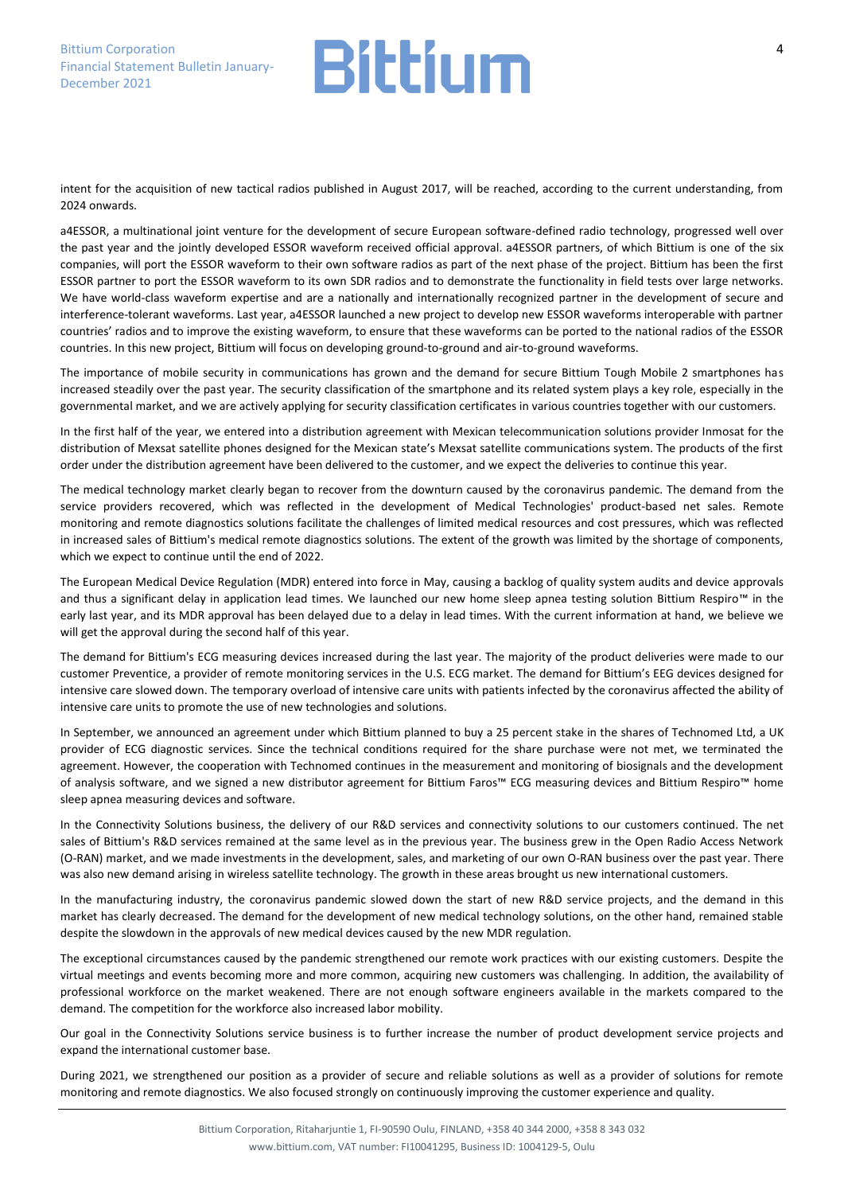intent for the acquisition of new tactical radios published in August 2017, will be reached, according to the current understanding, from 2024 onwards.

a4ESSOR, a multinational joint venture for the development of secure European software-defined radio technology, progressed well over the past year and the jointly developed ESSOR waveform received official approval. a4ESSOR partners, of which Bittium is one of the six companies, will port the ESSOR waveform to their own software radios as part of the next phase of the project. Bittium has been the first ESSOR partner to port the ESSOR waveform to its own SDR radios and to demonstrate the functionality in field tests over large networks. We have world-class waveform expertise and are a nationally and internationally recognized partner in the development of secure and interference-tolerant waveforms. Last year, a4ESSOR launched a new project to develop new ESSOR waveforms interoperable with partner countries' radios and to improve the existing waveform, to ensure that these waveforms can be ported to the national radios of the ESSOR countries. In this new project, Bittium will focus on developing ground-to-ground and air-to-ground waveforms.

The importance of mobile security in communications has grown and the demand for secure Bittium Tough Mobile 2 smartphones has increased steadily over the past year. The security classification of the smartphone and its related system plays a key role, especially in the governmental market, and we are actively applying for security classification certificates in various countries together with our customers.

In the first half of the year, we entered into a distribution agreement with Mexican telecommunication solutions provider Inmosat for the distribution of Mexsat satellite phones designed for the Mexican state's Mexsat satellite communications system. The products of the first order under the distribution agreement have been delivered to the customer, and we expect the deliveries to continue this year.

The medical technology market clearly began to recover from the downturn caused by the coronavirus pandemic. The demand from the service providers recovered, which was reflected in the development of Medical Technologies' product-based net sales. Remote monitoring and remote diagnostics solutions facilitate the challenges of limited medical resources and cost pressures, which was reflected in increased sales of Bittium's medical remote diagnostics solutions. The extent of the growth was limited by the shortage of components, which we expect to continue until the end of 2022.

The European Medical Device Regulation (MDR) entered into force in May, causing a backlog of quality system audits and device approvals and thus a significant delay in application lead times. We launched our new home sleep apnea testing solution Bittium Respiro™ in the early last year, and its MDR approval has been delayed due to a delay in lead times. With the current information at hand, we believe we will get the approval during the second half of this year.

The demand for Bittium's ECG measuring devices increased during the last year. The majority of the product deliveries were made to our customer Preventice, a provider of remote monitoring services in the U.S. ECG market. The demand for Bittium's EEG devices designed for intensive care slowed down. The temporary overload of intensive care units with patients infected by the coronavirus affected the ability of intensive care units to promote the use of new technologies and solutions.

In September, we announced an agreement under which Bittium planned to buy a 25 percent stake in the shares of Technomed Ltd, a UK provider of ECG diagnostic services. Since the technical conditions required for the share purchase were not met, we terminated the agreement. However, the cooperation with Technomed continues in the measurement and monitoring of biosignals and the development of analysis software, and we signed a new distributor agreement for Bittium Faros™ ECG measuring devices and Bittium Respiro™ home sleep apnea measuring devices and software.

In the Connectivity Solutions business, the delivery of our R&D services and connectivity solutions to our customers continued. The net sales of Bittium's R&D services remained at the same level as in the previous year. The business grew in the Open Radio Access Network (O-RAN) market, and we made investments in the development, sales, and marketing of our own O-RAN business over the past year. There was also new demand arising in wireless satellite technology. The growth in these areas brought us new international customers.

In the manufacturing industry, the coronavirus pandemic slowed down the start of new R&D service projects, and the demand in this market has clearly decreased. The demand for the development of new medical technology solutions, on the other hand, remained stable despite the slowdown in the approvals of new medical devices caused by the new MDR regulation.

The exceptional circumstances caused by the pandemic strengthened our remote work practices with our existing customers. Despite the virtual meetings and events becoming more and more common, acquiring new customers was challenging. In addition, the availability of professional workforce on the market weakened. There are not enough software engineers available in the markets compared to the demand. The competition for the workforce also increased labor mobility.

Our goal in the Connectivity Solutions service business is to further increase the number of product development service projects and expand the international customer base.

During 2021, we strengthened our position as a provider of secure and reliable solutions as well as a provider of solutions for remote monitoring and remote diagnostics. We also focused strongly on continuously improving the customer experience and quality.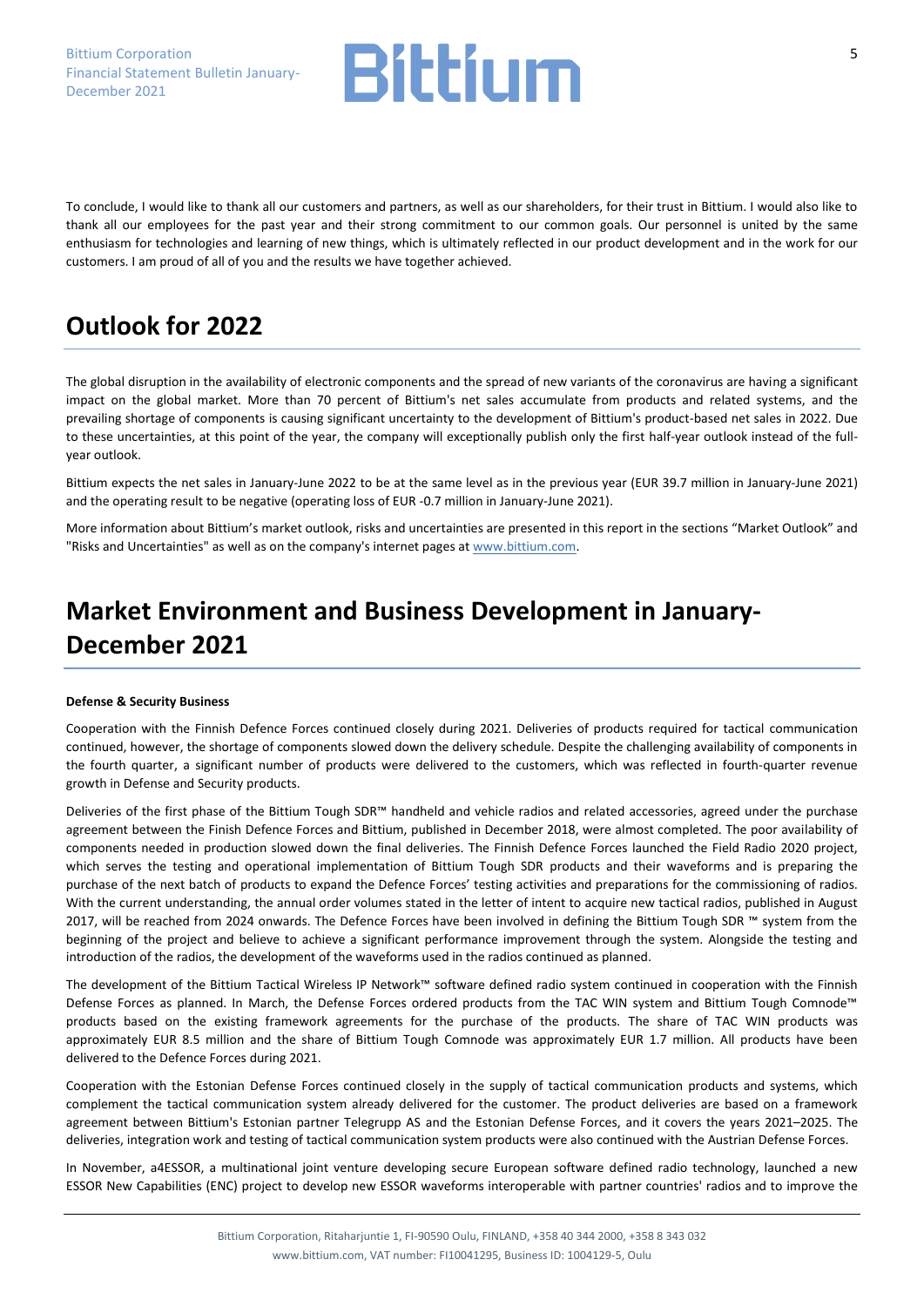To conclude, I would like to thank all our customers and partners, as well as our shareholders, for their trust in Bittium. I would also like to thank all our employees for the past year and their strong commitment to our common goals. Our personnel is united by the same enthusiasm for technologies and learning of new things, which is ultimately reflected in our product development and in the work for our customers. I am proud of all of you and the results we have together achieved.

# Outlook for 2022

The global disruption in the availability of electronic components and the spread of new variants of the coronavirus are having a significant impact on the global market. More than 70 percent of Bittium's net sales accumulate from products and related systems, and the prevailing shortage of components is causing significant uncertainty to the development of Bittium's product-based net sales in 2022. Due to these uncertainties, at this point of the year, the company will exceptionally publish only the first half-year outlook instead of the full-year outlook.

Bittium expects the net sales in January-June 2022 to be at the same level as in the previous year (EUR 39.7 million in January-June 2021) and the operating result to be negative (operating loss of EUR -0.7 million in January-June 2021).

More information about Bittium's market outlook, risks and uncertainties are presented in this report in the sections "Market Outlook" and "Risks and Uncertainties" as well as on the company's internet pages at www.bittium.com.

# Market Environment and Business Development in January-December 2021

**Defense & Security Business**

Cooperation with the Finnish Defence Forces continued closely during 2021. Deliveries of products required for tactical communication continued, however, the shortage of components slowed down the delivery schedule. Despite the challenging availability of components in the fourth quarter, a significant number of products were delivered to the customers, which was reflected in fourth-quarter revenue growth in Defense and Security products.

Deliveries of the first phase of the Bittium Tough SDR™ handheld and vehicle radios and related accessories, agreed under the purchase agreement between the Finish Defence Forces and Bittium, published in December 2018, were almost completed. The poor availability of components needed in production slowed down the final deliveries. The Finnish Defence Forces launched the Field Radio 2020 project, which serves the testing and operational implementation of Bittium Tough SDR products and their waveforms and is preparing the purchase of the next batch of products to expand the Defence Forces' testing activities and preparations for the commissioning of radios. With the current understanding, the annual order volumes stated in the letter of intent to acquire new tactical radios, published in August 2017, will be reached from 2024 onwards. The Defence Forces have been involved in defining the Bittium Tough SDR ™ system from the beginning of the project and believe to achieve a significant performance improvement through the system. Alongside the testing and introduction of the radios, the development of the waveforms used in the radios continued as planned.

The development of the Bittium Tactical Wireless IP Network™ software defined radio system continued in cooperation with the Finnish Defense Forces as planned. In March, the Defense Forces ordered products from the TAC WIN system and Bittium Tough Comnode™ products based on the existing framework agreements for the purchase of the products. The share of TAC WIN products was approximately EUR 8.5 million and the share of Bittium Tough Comnode was approximately EUR 1.7 million. All products have been delivered to the Defence Forces during 2021.

Cooperation with the Estonian Defense Forces continued closely in the supply of tactical communication products and systems, which complement the tactical communication system already delivered for the customer. The product deliveries are based on a framework agreement between Bittium's Estonian partner Telegrupp AS and the Estonian Defense Forces, and it covers the years 2021–2025. The deliveries, integration work and testing of tactical communication system products were also continued with the Austrian Defense Forces.

In November, a4ESSOR, a multinational joint venture developing secure European software defined radio technology, launched a new ESSOR New Capabilities (ENC) project to develop new ESSOR waveforms interoperable with partner countries' radios and to improve the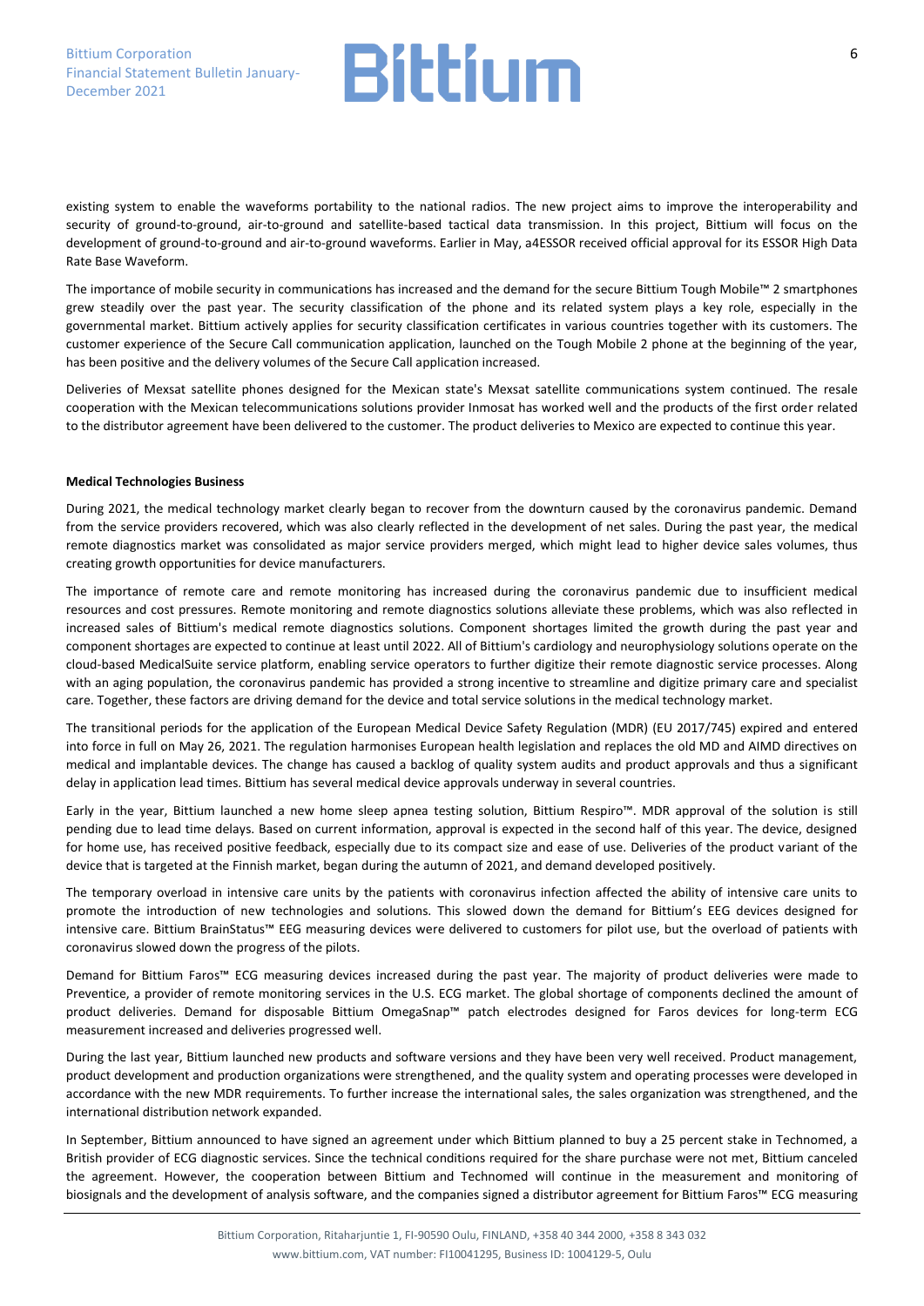existing system to enable the waveforms portability to the national radios. The new project aims to improve the interoperability and security of ground-to-ground, air-to-ground and satellite-based tactical data transmission. In this project, Bittium will focus on the development of ground-to-ground and air-to-ground waveforms. Earlier in May, a4ESSOR received official approval for its ESSOR High Data Rate Base Waveform.

The importance of mobile security in communications has increased and the demand for the secure Bittium Tough Mobile™ 2 smartphones grew steadily over the past year. The security classification of the phone and its related system plays a key role, especially in the governmental market. Bittium actively applies for security classification certificates in various countries together with its customers. The customer experience of the Secure Call communication application, launched on the Tough Mobile 2 phone at the beginning of the year, has been positive and the delivery volumes of the Secure Call application increased.

Deliveries of Mexsat satellite phones designed for the Mexican state's Mexsat satellite communications system continued. The resale cooperation with the Mexican telecommunications solutions provider Inmosat has worked well and the products of the first order related to the distributor agreement have been delivered to the customer. The product deliveries to Mexico are expected to continue this year.

**Medical Technologies Business**

During 2021, the medical technology market clearly began to recover from the downturn caused by the coronavirus pandemic. Demand from the service providers recovered, which was also clearly reflected in the development of net sales. During the past year, the medical remote diagnostics market was consolidated as major service providers merged, which might lead to higher device sales volumes, thus creating growth opportunities for device manufacturers.

The importance of remote care and remote monitoring has increased during the coronavirus pandemic due to insufficient medical resources and cost pressures. Remote monitoring and remote diagnostics solutions alleviate these problems, which was also reflected in increased sales of Bittium's medical remote diagnostics solutions. Component shortages limited the growth during the past year and component shortages are expected to continue at least until 2022. All of Bittium's cardiology and neurophysiology solutions operate on the cloud-based MedicalSuite service platform, enabling service operators to further digitize their remote diagnostic service processes. Along with an aging population, the coronavirus pandemic has provided a strong incentive to streamline and digitize primary care and specialist care. Together, these factors are driving demand for the device and total service solutions in the medical technology market.

The transitional periods for the application of the European Medical Device Safety Regulation (MDR) (EU 2017/745) expired and entered into force in full on May 26, 2021. The regulation harmonises European health legislation and replaces the old MD and AIMD directives on medical and implantable devices. The change has caused a backlog of quality system audits and product approvals and thus a significant delay in application lead times. Bittium has several medical device approvals underway in several countries.

Early in the year, Bittium launched a new home sleep apnea testing solution, Bittium Respiro™. MDR approval of the solution is still pending due to lead time delays. Based on current information, approval is expected in the second half of this year. The device, designed for home use, has received positive feedback, especially due to its compact size and ease of use. Deliveries of the product variant of the device that is targeted at the Finnish market, began during the autumn of 2021, and demand developed positively.

The temporary overload in intensive care units by the patients with coronavirus infection affected the ability of intensive care units to promote the introduction of new technologies and solutions. This slowed down the demand for Bittium's EEG devices designed for intensive care. Bittium BrainStatus™ EEG measuring devices were delivered to customers for pilot use, but the overload of patients with coronavirus slowed down the progress of the pilots.

Demand for Bittium Faros™ ECG measuring devices increased during the past year. The majority of product deliveries were made to Preventice, a provider of remote monitoring services in the U.S. ECG market. The global shortage of components declined the amount of product deliveries. Demand for disposable Bittium OmegaSnap™ patch electrodes designed for Faros devices for long-term ECG measurement increased and deliveries progressed well.

During the last year, Bittium launched new products and software versions and they have been very well received. Product management, product development and production organizations were strengthened, and the quality system and operating processes were developed in accordance with the new MDR requirements. To further increase the international sales, the sales organization was strengthened, and the international distribution network expanded.

In September, Bittium announced to have signed an agreement under which Bittium planned to buy a 25 percent stake in Technomed, a British provider of ECG diagnostic services. Since the technical conditions required for the share purchase were not met, Bittium canceled the agreement. However, the cooperation between Bittium and Technomed will continue in the measurement and monitoring of biosignals and the development of analysis software, and the companies signed a distributor agreement for Bittium Faros™ ECG measuring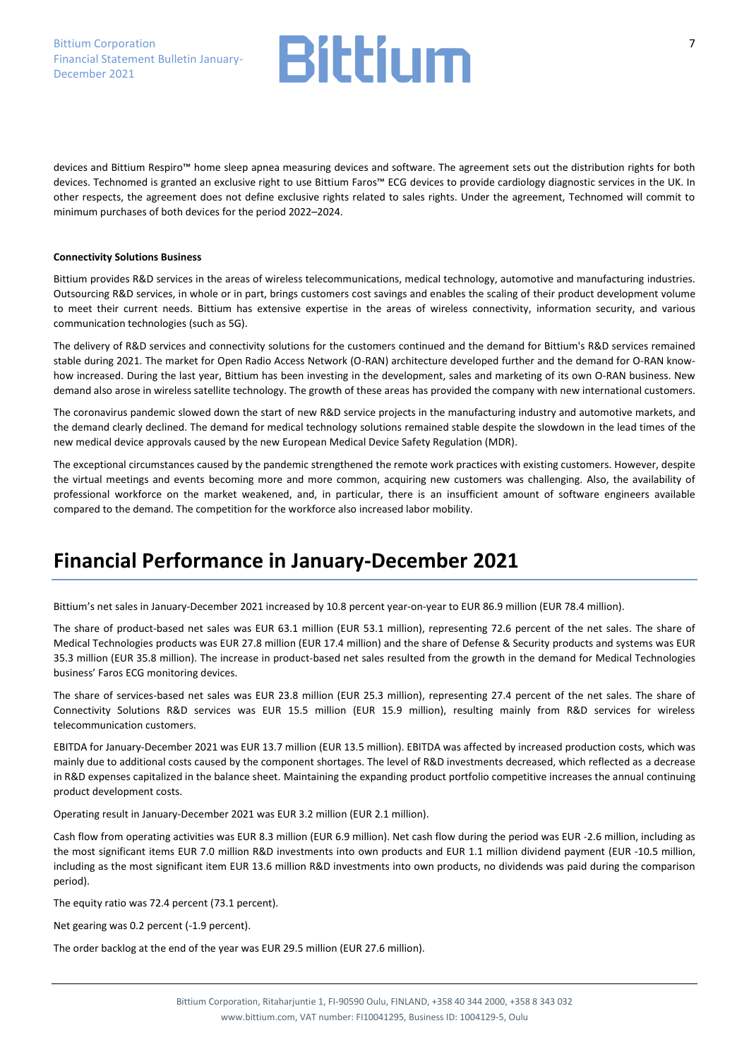devices and Bittium Respiro™ home sleep apnea measuring devices and software. The agreement sets out the distribution rights for both devices. Technomed is granted an exclusive right to use Bittium Faros™ ECG devices to provide cardiology diagnostic services in the UK. In other respects, the agreement does not define exclusive rights related to sales rights. Under the agreement, Technomed will commit to minimum purchases of both devices for the period 2022–2024.

**Connectivity Solutions Business**

Bittium provides R&D services in the areas of wireless telecommunications, medical technology, automotive and manufacturing industries. Outsourcing R&D services, in whole or in part, brings customers cost savings and enables the scaling of their product development volume to meet their current needs. Bittium has extensive expertise in the areas of wireless connectivity, information security, and various communication technologies (such as 5G).

The delivery of R&D services and connectivity solutions for the customers continued and the demand for Bittium's R&D services remained stable during 2021. The market for Open Radio Access Network (O-RAN) architecture developed further and the demand for O-RAN know-how increased. During the last year, Bittium has been investing in the development, sales and marketing of its own O-RAN business. New demand also arose in wireless satellite technology. The growth of these areas has provided the company with new international customers.

The coronavirus pandemic slowed down the start of new R&D service projects in the manufacturing industry and automotive markets, and the demand clearly declined. The demand for medical technology solutions remained stable despite the slowdown in the lead times of the new medical device approvals caused by the new European Medical Device Safety Regulation (MDR).

The exceptional circumstances caused by the pandemic strengthened the remote work practices with existing customers. However, despite the virtual meetings and events becoming more and more common, acquiring new customers was challenging. Also, the availability of professional workforce on the market weakened, and, in particular, there is an insufficient amount of software engineers available compared to the demand. The competition for the workforce also increased labor mobility.

# Financial Performance in January-December 2021

Bittium's net sales in January-December 2021 increased by 10.8 percent year-on-year to EUR 86.9 million (EUR 78.4 million).

The share of product-based net sales was EUR 63.1 million (EUR 53.1 million), representing 72.6 percent of the net sales. The share of Medical Technologies products was EUR 27.8 million (EUR 17.4 million) and the share of Defense & Security products and systems was EUR 35.3 million (EUR 35.8 million). The increase in product-based net sales resulted from the growth in the demand for Medical Technologies business' Faros ECG monitoring devices.

The share of services-based net sales was EUR 23.8 million (EUR 25.3 million), representing 27.4 percent of the net sales. The share of Connectivity Solutions R&D services was EUR 15.5 million (EUR 15.9 million), resulting mainly from R&D services for wireless telecommunication customers.

EBITDA for January-December 2021 was EUR 13.7 million (EUR 13.5 million). EBITDA was affected by increased production costs, which was mainly due to additional costs caused by the component shortages. The level of R&D investments decreased, which reflected as a decrease in R&D expenses capitalized in the balance sheet. Maintaining the expanding product portfolio competitive increases the annual continuing product development costs.

Operating result in January-December 2021 was EUR 3.2 million (EUR 2.1 million).

Cash flow from operating activities was EUR 8.3 million (EUR 6.9 million). Net cash flow during the period was EUR -2.6 million, including as the most significant items EUR 7.0 million R&D investments into own products and EUR 1.1 million dividend payment (EUR -10.5 million, including as the most significant item EUR 13.6 million R&D investments into own products, no dividends was paid during the comparison period).

The equity ratio was 72.4 percent (73.1 percent).

Net gearing was 0.2 percent (-1.9 percent).

The order backlog at the end of the year was EUR 29.5 million (EUR 27.6 million).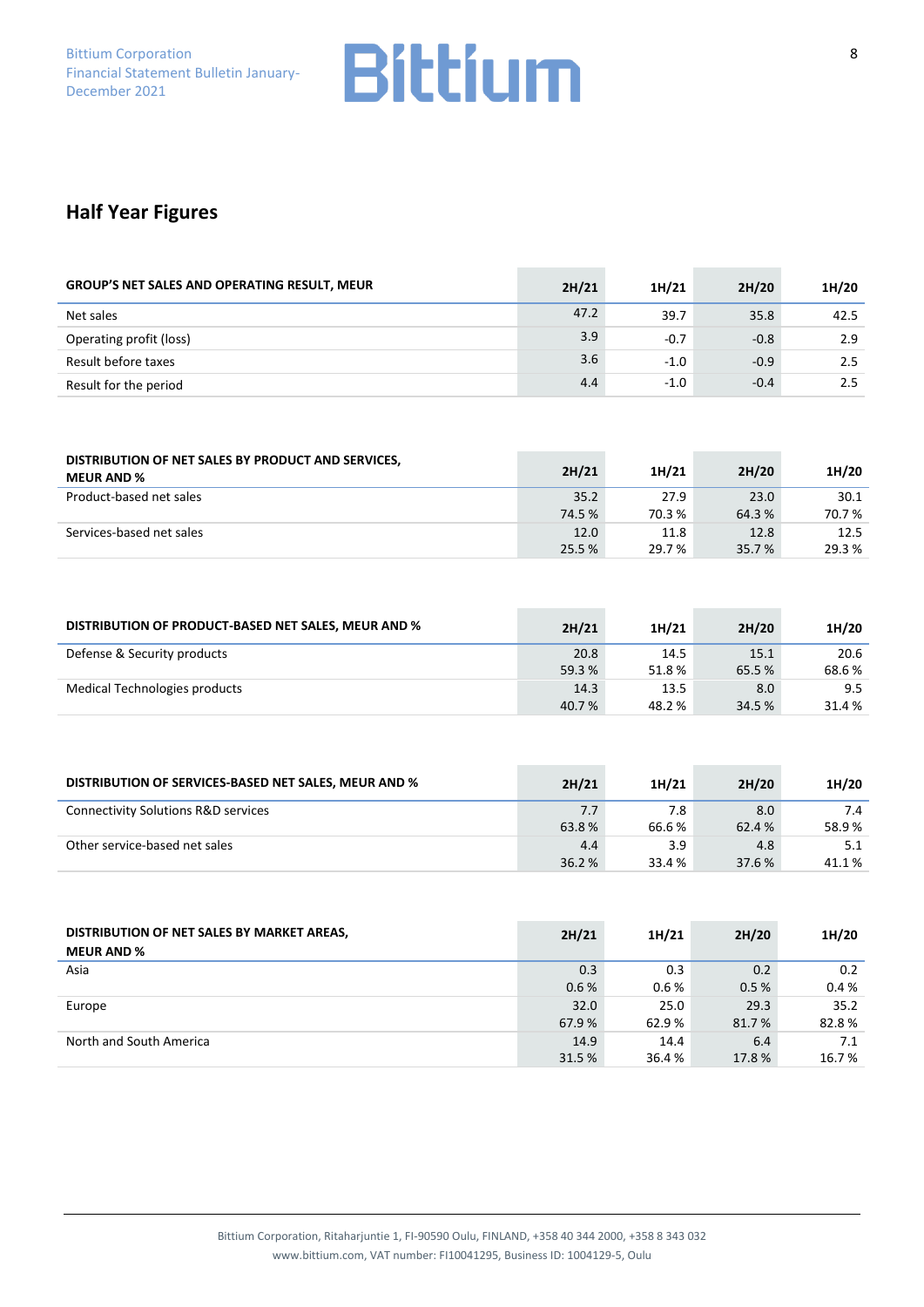## Half Year Figures

| GROUP'S NET SALES AND OPERATING RESULT, MEUR | 2H/21 | 1H/21 | 2H/20 | 1H/20 |
|---|---|---|---|---|
| Net sales | 47.2 | 39.7 | 35.8 | 42.5 |
| Operating profit (loss) | 3.9 | -0.7 | -0.8 | 2.9 |
| Result before taxes | 3.6 | -1.0 | -0.9 | 2.5 |
| Result for the period | 4.4 | -1.0 | -0.4 | 2.5 |

| DISTRIBUTION OF NET SALES BY PRODUCT AND SERVICES, MEUR AND % | 2H/21 | 1H/21 | 2H/20 | 1H/20 |
|---|---|---|---|---|
| Product-based net sales | 35.2 | 27.9 | 23.0 | 30.1 |
| | 74.5 % | 70.3 % | 64.3 % | 70.7 % |
| Services-based net sales | 12.0 | 11.8 | 12.8 | 12.5 |
| | 25.5 % | 29.7 % | 35.7 % | 29.3 % |

| DISTRIBUTION OF PRODUCT-BASED NET SALES, MEUR AND % | 2H/21 | 1H/21 | 2H/20 | 1H/20 |
|---|---|---|---|---|
| Defense & Security products | 20.8 | 14.5 | 15.1 | 20.6 |
| | 59.3 % | 51.8 % | 65.5 % | 68.6 % |
| Medical Technologies products | 14.3 | 13.5 | 8.0 | 9.5 |
| | 40.7 % | 48.2 % | 34.5 % | 31.4 % |

| DISTRIBUTION OF SERVICES-BASED NET SALES, MEUR AND % | 2H/21 | 1H/21 | 2H/20 | 1H/20 |
|---|---|---|---|---|
| Connectivity Solutions R&D services | 7.7 | 7.8 | 8.0 | 7.4 |
| | 63.8 % | 66.6 % | 62.4 % | 58.9 % |
| Other service-based net sales | 4.4 | 3.9 | 4.8 | 5.1 |
| | 36.2 % | 33.4 % | 37.6 % | 41.1 % |

| DISTRIBUTION OF NET SALES BY MARKET AREAS, MEUR AND % | 2H/21 | 1H/21 | 2H/20 | 1H/20 |
|---|---|---|---|---|
| Asia | 0.3 | 0.3 | 0.2 | 0.2 |
| | 0.6 % | 0.6 % | 0.5 % | 0.4 % |
| Europe | 32.0 | 25.0 | 29.3 | 35.2 |
| | 67.9 % | 62.9 % | 81.7 % | 82.8 % |
| North and South America | 14.9 | 14.4 | 6.4 | 7.1 |
| | 31.5 % | 36.4 % | 17.8 % | 16.7 % |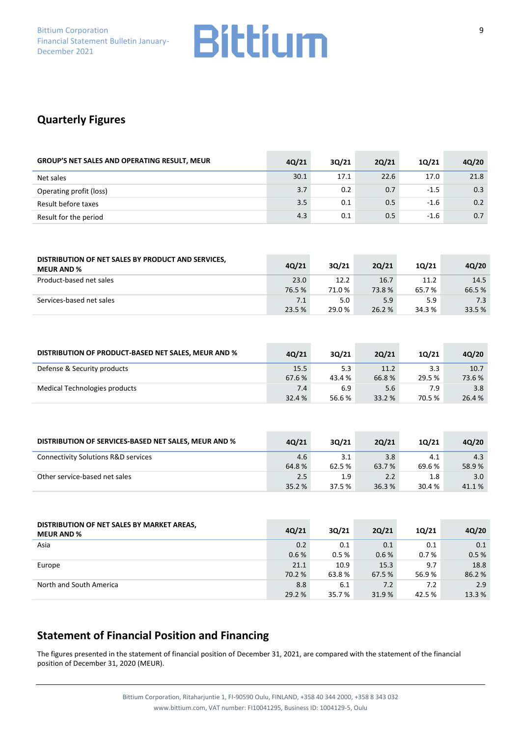## Quarterly Figures

| GROUP'S NET SALES AND OPERATING RESULT, MEUR | 4Q/21 | 3Q/21 | 2Q/21 | 1Q/21 | 4Q/20 |
|---|---|---|---|---|---|
| Net sales | 30.1 | 17.1 | 22.6 | 17.0 | 21.8 |
| Operating profit (loss) | 3.7 | 0.2 | 0.7 | -1.5 | 0.3 |
| Result before taxes | 3.5 | 0.1 | 0.5 | -1.6 | 0.2 |
| Result for the period | 4.3 | 0.1 | 0.5 | -1.6 | 0.7 |

| DISTRIBUTION OF NET SALES BY PRODUCT AND SERVICES, MEUR AND % | 4Q/21 | 3Q/21 | 2Q/21 | 1Q/21 | 4Q/20 |
|---|---|---|---|---|---|
| Product-based net sales | 23.0 | 12.2 | 16.7 | 11.2 | 14.5 |
| | 76.5 % | 71.0 % | 73.8 % | 65.7 % | 66.5 % |
| Services-based net sales | 7.1 | 5.0 | 5.9 | 5.9 | 7.3 |
| | 23.5 % | 29.0 % | 26.2 % | 34.3 % | 33.5 % |

| DISTRIBUTION OF PRODUCT-BASED NET SALES, MEUR AND % | 4Q/21 | 3Q/21 | 2Q/21 | 1Q/21 | 4Q/20 |
|---|---|---|---|---|---|
| Defense & Security products | 15.5 | 5.3 | 11.2 | 3.3 | 10.7 |
| | 67.6 % | 43.4 % | 66.8 % | 29.5 % | 73.6 % |
| Medical Technologies products | 7.4 | 6.9 | 5.6 | 7.9 | 3.8 |
| | 32.4 % | 56.6 % | 33.2 % | 70.5 % | 26.4 % |

| DISTRIBUTION OF SERVICES-BASED NET SALES, MEUR AND % | 4Q/21 | 3Q/21 | 2Q/21 | 1Q/21 | 4Q/20 |
|---|---|---|---|---|---|
| Connectivity Solutions R&D services | 4.6 | 3.1 | 3.8 | 4.1 | 4.3 |
| | 64.8 % | 62.5 % | 63.7 % | 69.6 % | 58.9 % |
| Other service-based net sales | 2.5 | 1.9 | 2.2 | 1.8 | 3.0 |
| | 35.2 % | 37.5 % | 36.3 % | 30.4 % | 41.1 % |

| DISTRIBUTION OF NET SALES BY MARKET AREAS, MEUR AND % | 4Q/21 | 3Q/21 | 2Q/21 | 1Q/21 | 4Q/20 |
|---|---|---|---|---|---|
| Asia | 0.2 | 0.1 | 0.1 | 0.1 | 0.1 |
| | 0.6 % | 0.5 % | 0.6 % | 0.7 % | 0.5 % |
| Europe | 21.1 | 10.9 | 15.3 | 9.7 | 18.8 |
| | 70.2 % | 63.8 % | 67.5 % | 56.9 % | 86.2 % |
| North and South America | 8.8 | 6.1 | 7.2 | 7.2 | 2.9 |
| | 29.2 % | 35.7 % | 31.9 % | 42.5 % | 13.3 % |

## Statement of Financial Position and Financing

The figures presented in the statement of financial position of December 31, 2021, are compared with the statement of the financial position of December 31, 2020 (MEUR).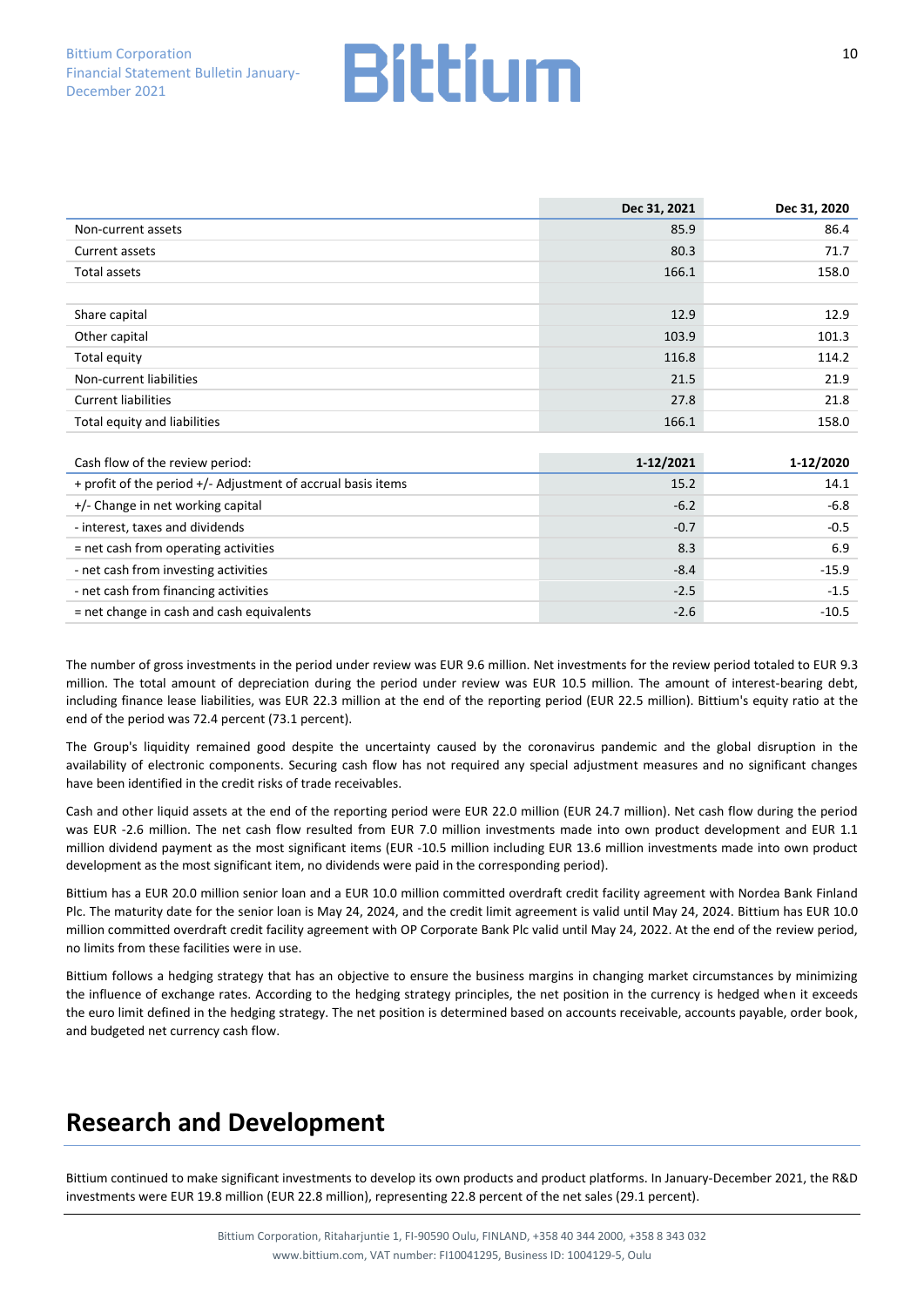| | Dec 31, 2021 | Dec 31, 2020 |
|---|---|---|
| Non-current assets | 85.9 | 86.4 |
| Current assets | 80.3 | 71.7 |
| Total assets | 166.1 | 158.0 |
| | | |
| Share capital | 12.9 | 12.9 |
| Other capital | 103.9 | 101.3 |
| Total equity | 116.8 | 114.2 |
| Non-current liabilities | 21.5 | 21.9 |
| Current liabilities | 27.8 | 21.8 |
| Total equity and liabilities | 166.1 | 158.0 |

| Cash flow of the review period: | 1-12/2021 | 1-12/2020 |
|---|---|---|
| + profit of the period +/- Adjustment of accrual basis items | 15.2 | 14.1 |
| +/- Change in net working capital | -6.2 | -6.8 |
| - interest, taxes and dividends | -0.7 | -0.5 |
| = net cash from operating activities | 8.3 | 6.9 |
| - net cash from investing activities | -8.4 | -15.9 |
| - net cash from financing activities | -2.5 | -1.5 |
| = net change in cash and cash equivalents | -2.6 | -10.5 |

The number of gross investments in the period under review was EUR 9.6 million. Net investments for the review period totaled to EUR 9.3 million. The total amount of depreciation during the period under review was EUR 10.5 million. The amount of interest-bearing debt, including finance lease liabilities, was EUR 22.3 million at the end of the reporting period (EUR 22.5 million). Bittium's equity ratio at the end of the period was 72.4 percent (73.1 percent).

The Group's liquidity remained good despite the uncertainty caused by the coronavirus pandemic and the global disruption in the availability of electronic components. Securing cash flow has not required any special adjustment measures and no significant changes have been identified in the credit risks of trade receivables.

Cash and other liquid assets at the end of the reporting period were EUR 22.0 million (EUR 24.7 million). Net cash flow during the period was EUR -2.6 million. The net cash flow resulted from EUR 7.0 million investments made into own product development and EUR 1.1 million dividend payment as the most significant items (EUR -10.5 million including EUR 13.6 million investments made into own product development as the most significant item, no dividends were paid in the corresponding period).

Bittium has a EUR 20.0 million senior loan and a EUR 10.0 million committed overdraft credit facility agreement with Nordea Bank Finland Plc. The maturity date for the senior loan is May 24, 2024, and the credit limit agreement is valid until May 24, 2024. Bittium has EUR 10.0 million committed overdraft credit facility agreement with OP Corporate Bank Plc valid until May 24, 2022. At the end of the review period, no limits from these facilities were in use.

Bittium follows a hedging strategy that has an objective to ensure the business margins in changing market circumstances by minimizing the influence of exchange rates. According to the hedging strategy principles, the net position in the currency is hedged when it exceeds the euro limit defined in the hedging strategy. The net position is determined based on accounts receivable, accounts payable, order book, and budgeted net currency cash flow.

# Research and Development

Bittium continued to make significant investments to develop its own products and product platforms. In January-December 2021, the R&D investments were EUR 19.8 million (EUR 22.8 million), representing 22.8 percent of the net sales (29.1 percent).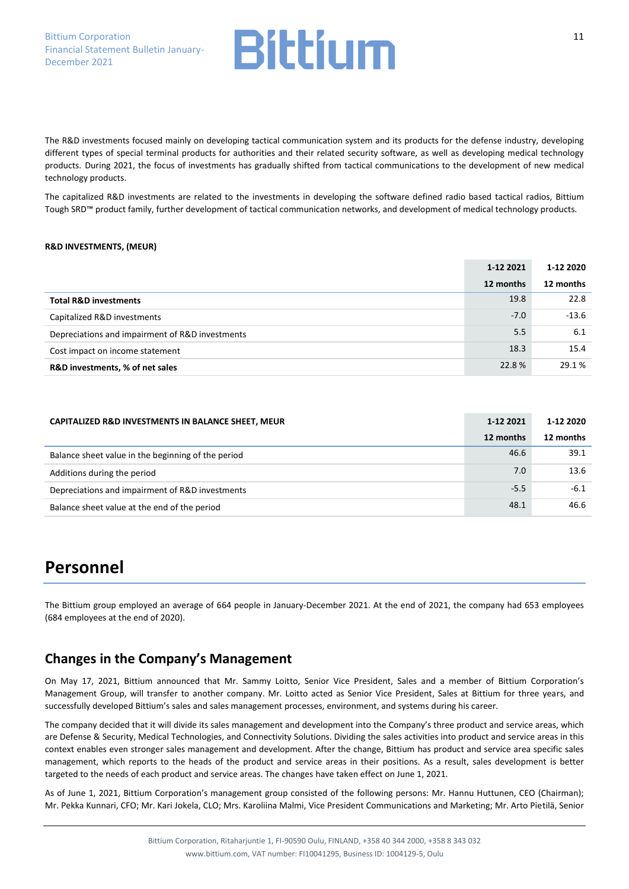The R&D investments focused mainly on developing tactical communication system and its products for the defense industry, developing different types of special terminal products for authorities and their related security software, as well as developing medical technology products. During 2021, the focus of investments has gradually shifted from tactical communications to the development of new medical technology products.

The capitalized R&D investments are related to the investments in developing the software defined radio based tactical radios, Bittium Tough SRD™ product family, further development of tactical communication networks, and development of medical technology products.

**R&D INVESTMENTS, (MEUR)**

| | 1-12 2021<br>12 months | 1-12 2020<br>12 months |
|---|---|---|
| **Total R&D investments** | 19.8 | 22.8 |
| Capitalized R&D investments | -7.0 | -13.6 |
| Depreciations and impairment of R&D investments | 5.5 | 6.1 |
| Cost impact on income statement | 18.3 | 15.4 |
| **R&D investments, % of net sales** | 22.8 % | 29.1 % |

| **CAPITALIZED R&D INVESTMENTS IN BALANCE SHEET, MEUR** | 1-12 2021<br>12 months | 1-12 2020<br>12 months |
|---|---|---|
| Balance sheet value in the beginning of the period | 46.6 | 39.1 |
| Additions during the period | 7.0 | 13.6 |
| Depreciations and impairment of R&D investments | -5.5 | -6.1 |
| Balance sheet value at the end of the period | 48.1 | 46.6 |

# Personnel

The Bittium group employed an average of 664 people in January-December 2021. At the end of 2021, the company had 653 employees (684 employees at the end of 2020).

## Changes in the Company's Management

On May 17, 2021, Bittium announced that Mr. Sammy Loitto, Senior Vice President, Sales and a member of Bittium Corporation's Management Group, will transfer to another company. Mr. Loitto acted as Senior Vice President, Sales at Bittium for three years, and successfully developed Bittium's sales and sales management processes, environment, and systems during his career.

The company decided that it will divide its sales management and development into the Company's three product and service areas, which are Defense & Security, Medical Technologies, and Connectivity Solutions. Dividing the sales activities into product and service areas in this context enables even stronger sales management and development. After the change, Bittium has product and service area specific sales management, which reports to the heads of the product and service areas in their positions. As a result, sales development is better targeted to the needs of each product and service areas. The changes have taken effect on June 1, 2021.

As of June 1, 2021, Bittium Corporation's management group consisted of the following persons: Mr. Hannu Huttunen, CEO (Chairman); Mr. Pekka Kunnari, CFO; Mr. Kari Jokela, CLO; Mrs. Karoliina Malmi, Vice President Communications and Marketing; Mr. Arto Pietilä, Senior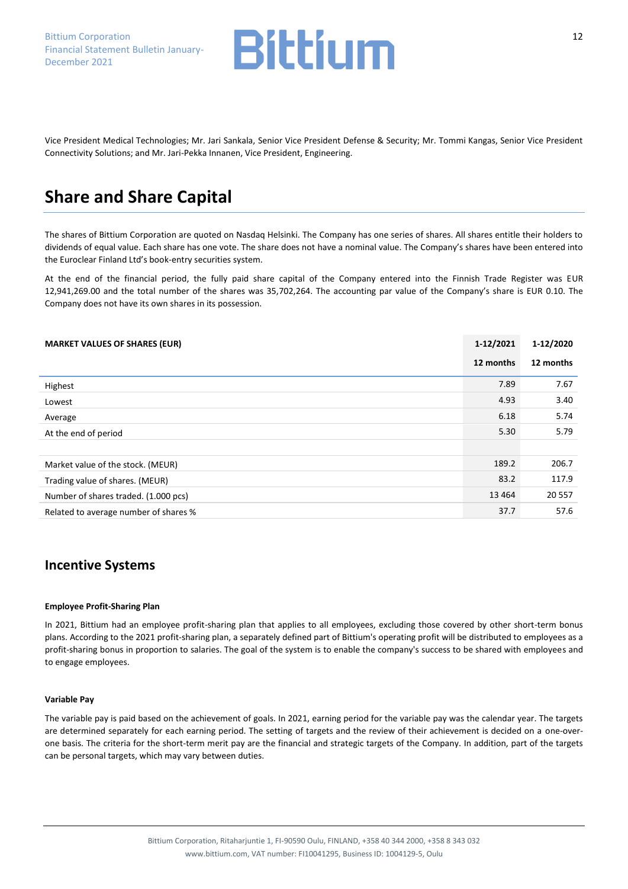Vice President Medical Technologies; Mr. Jari Sankala, Senior Vice President Defense & Security; Mr. Tommi Kangas, Senior Vice President Connectivity Solutions; and Mr. Jari-Pekka Innanen, Vice President, Engineering.

# Share and Share Capital

The shares of Bittium Corporation are quoted on Nasdaq Helsinki. The Company has one series of shares. All shares entitle their holders to dividends of equal value. Each share has one vote. The share does not have a nominal value. The Company's shares have been entered into the Euroclear Finland Ltd's book-entry securities system.

At the end of the financial period, the fully paid share capital of the Company entered into the Finnish Trade Register was EUR 12,941,269.00 and the total number of the shares was 35,702,264. The accounting par value of the Company's share is EUR 0.10. The Company does not have its own shares in its possession.

| MARKET VALUES OF SHARES (EUR) | 1-12/2021 | 1-12/2020 |
|---|---|---|
| | 12 months | 12 months |
| Highest | 7.89 | 7.67 |
| Lowest | 4.93 | 3.40 |
| Average | 6.18 | 5.74 |
| At the end of period | 5.30 | 5.79 |
| | | |
| Market value of the stock. (MEUR) | 189.2 | 206.7 |
| Trading value of shares. (MEUR) | 83.2 | 117.9 |
| Number of shares traded. (1.000 pcs) | 13 464 | 20 557 |
| Related to average number of shares % | 37.7 | 57.6 |

## Incentive Systems

**Employee Profit-Sharing Plan**

In 2021, Bittium had an employee profit-sharing plan that applies to all employees, excluding those covered by other short-term bonus plans. According to the 2021 profit-sharing plan, a separately defined part of Bittium's operating profit will be distributed to employees as a profit-sharing bonus in proportion to salaries. The goal of the system is to enable the company's success to be shared with employees and to engage employees.

**Variable Pay**

The variable pay is paid based on the achievement of goals. In 2021, earning period for the variable pay was the calendar year. The targets are determined separately for each earning period. The setting of targets and the review of their achievement is decided on a one-over-one basis. The criteria for the short-term merit pay are the financial and strategic targets of the Company. In addition, part of the targets can be personal targets, which may vary between duties.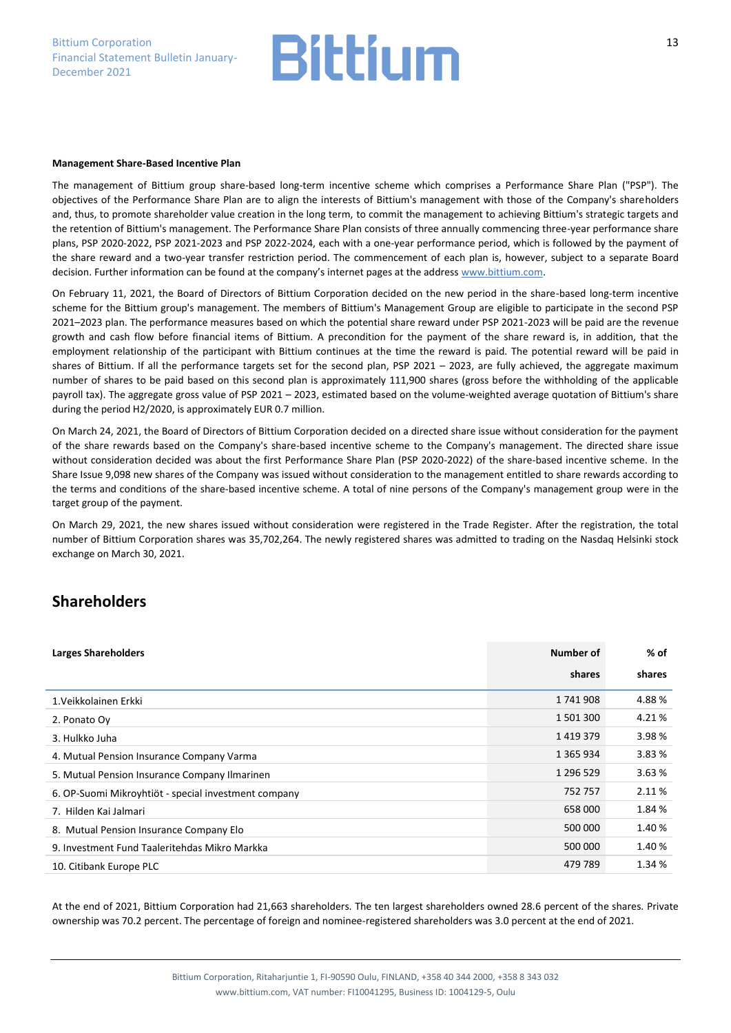**Management Share-Based Incentive Plan**

The management of Bittium group share-based long-term incentive scheme which comprises a Performance Share Plan ("PSP"). The objectives of the Performance Share Plan are to align the interests of Bittium's management with those of the Company's shareholders and, thus, to promote shareholder value creation in the long term, to commit the management to achieving Bittium's strategic targets and the retention of Bittium's management. The Performance Share Plan consists of three annually commencing three-year performance share plans, PSP 2020-2022, PSP 2021-2023 and PSP 2022-2024, each with a one-year performance period, which is followed by the payment of the share reward and a two-year transfer restriction period. The commencement of each plan is, however, subject to a separate Board decision. Further information can be found at the company's internet pages at the address www.bittium.com.

On February 11, 2021, the Board of Directors of Bittium Corporation decided on the new period in the share-based long-term incentive scheme for the Bittium group's management. The members of Bittium's Management Group are eligible to participate in the second PSP 2021–2023 plan. The performance measures based on which the potential share reward under PSP 2021-2023 will be paid are the revenue growth and cash flow before financial items of Bittium. A precondition for the payment of the share reward is, in addition, that the employment relationship of the participant with Bittium continues at the time the reward is paid. The potential reward will be paid in shares of Bittium. If all the performance targets set for the second plan, PSP 2021 – 2023, are fully achieved, the aggregate maximum number of shares to be paid based on this second plan is approximately 111,900 shares (gross before the withholding of the applicable payroll tax). The aggregate gross value of PSP 2021 – 2023, estimated based on the volume-weighted average quotation of Bittium's share during the period H2/2020, is approximately EUR 0.7 million.

On March 24, 2021, the Board of Directors of Bittium Corporation decided on a directed share issue without consideration for the payment of the share rewards based on the Company's share-based incentive scheme to the Company's management. The directed share issue without consideration decided was about the first Performance Share Plan (PSP 2020-2022) of the share-based incentive scheme. In the Share Issue 9,098 new shares of the Company was issued without consideration to the management entitled to share rewards according to the terms and conditions of the share-based incentive scheme. A total of nine persons of the Company's management group were in the target group of the payment.

On March 29, 2021, the new shares issued without consideration were registered in the Trade Register. After the registration, the total number of Bittium Corporation shares was 35,702,264. The newly registered shares was admitted to trading on the Nasdaq Helsinki stock exchange on March 30, 2021.

## Shareholders

| Larges Shareholders | Number of shares | % of shares |
|---|---|---|
| 1.Veikkolainen Erkki | 1 741 908 | 4.88 % |
| 2. Ponato Oy | 1 501 300 | 4.21 % |
| 3. Hulkko Juha | 1 419 379 | 3.98 % |
| 4. Mutual Pension Insurance Company Varma | 1 365 934 | 3.83 % |
| 5. Mutual Pension Insurance Company Ilmarinen | 1 296 529 | 3.63 % |
| 6. OP-Suomi Mikroyhtiöt - special investment company | 752 757 | 2.11 % |
| 7. Hilden Kai Jalmari | 658 000 | 1.84 % |
| 8. Mutual Pension Insurance Company Elo | 500 000 | 1.40 % |
| 9. Investment Fund Taaleritehdas Mikro Markka | 500 000 | 1.40 % |
| 10. Citibank Europe PLC | 479 789 | 1.34 % |

At the end of 2021, Bittium Corporation had 21,663 shareholders. The ten largest shareholders owned 28.6 percent of the shares. Private ownership was 70.2 percent. The percentage of foreign and nominee-registered shareholders was 3.0 percent at the end of 2021.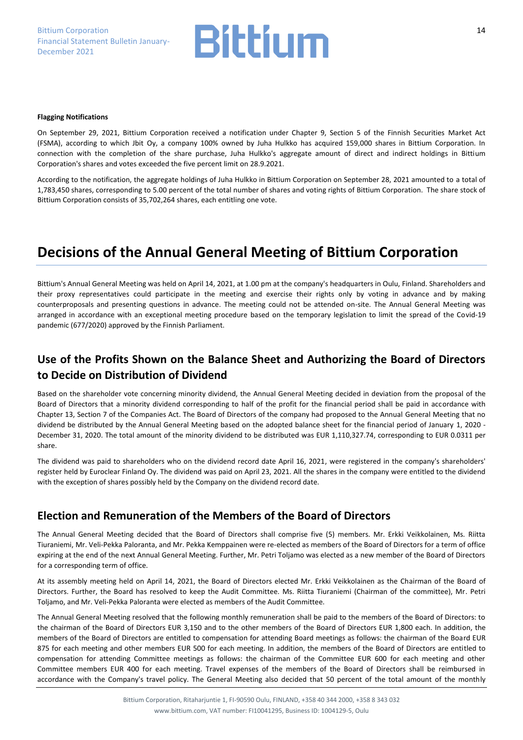**Flagging Notifications**

On September 29, 2021, Bittium Corporation received a notification under Chapter 9, Section 5 of the Finnish Securities Market Act (FSMA), according to which Jbit Oy, a company 100% owned by Juha Hulkko has acquired 159,000 shares in Bittium Corporation. In connection with the completion of the share purchase, Juha Hulkko's aggregate amount of direct and indirect holdings in Bittium Corporation's shares and votes exceeded the five percent limit on 28.9.2021.

According to the notification, the aggregate holdings of Juha Hulkko in Bittium Corporation on September 28, 2021 amounted to a total of 1,783,450 shares, corresponding to 5.00 percent of the total number of shares and voting rights of Bittium Corporation. The share stock of Bittium Corporation consists of 35,702,264 shares, each entitling one vote.

# Decisions of the Annual General Meeting of Bittium Corporation

Bittium's Annual General Meeting was held on April 14, 2021, at 1.00 pm at the company's headquarters in Oulu, Finland. Shareholders and their proxy representatives could participate in the meeting and exercise their rights only by voting in advance and by making counterproposals and presenting questions in advance. The meeting could not be attended on-site. The Annual General Meeting was arranged in accordance with an exceptional meeting procedure based on the temporary legislation to limit the spread of the Covid-19 pandemic (677/2020) approved by the Finnish Parliament.

## Use of the Profits Shown on the Balance Sheet and Authorizing the Board of Directors to Decide on Distribution of Dividend

Based on the shareholder vote concerning minority dividend, the Annual General Meeting decided in deviation from the proposal of the Board of Directors that a minority dividend corresponding to half of the profit for the financial period shall be paid in accordance with Chapter 13, Section 7 of the Companies Act. The Board of Directors of the company had proposed to the Annual General Meeting that no dividend be distributed by the Annual General Meeting based on the adopted balance sheet for the financial period of January 1, 2020 - December 31, 2020. The total amount of the minority dividend to be distributed was EUR 1,110,327.74, corresponding to EUR 0.0311 per share.

The dividend was paid to shareholders who on the dividend record date April 16, 2021, were registered in the company's shareholders' register held by Euroclear Finland Oy. The dividend was paid on April 23, 2021. All the shares in the company were entitled to the dividend with the exception of shares possibly held by the Company on the dividend record date.

## Election and Remuneration of the Members of the Board of Directors

The Annual General Meeting decided that the Board of Directors shall comprise five (5) members. Mr. Erkki Veikkolainen, Ms. Riitta Tiuraniemi, Mr. Veli-Pekka Paloranta, and Mr. Pekka Kemppainen were re-elected as members of the Board of Directors for a term of office expiring at the end of the next Annual General Meeting. Further, Mr. Petri Toljamo was elected as a new member of the Board of Directors for a corresponding term of office.

At its assembly meeting held on April 14, 2021, the Board of Directors elected Mr. Erkki Veikkolainen as the Chairman of the Board of Directors. Further, the Board has resolved to keep the Audit Committee. Ms. Riitta Tiuraniemi (Chairman of the committee), Mr. Petri Toljamo, and Mr. Veli-Pekka Paloranta were elected as members of the Audit Committee.

The Annual General Meeting resolved that the following monthly remuneration shall be paid to the members of the Board of Directors: to the chairman of the Board of Directors EUR 3,150 and to the other members of the Board of Directors EUR 1,800 each. In addition, the members of the Board of Directors are entitled to compensation for attending Board meetings as follows: the chairman of the Board EUR 875 for each meeting and other members EUR 500 for each meeting. In addition, the members of the Board of Directors are entitled to compensation for attending Committee meetings as follows: the chairman of the Committee EUR 600 for each meeting and other Committee members EUR 400 for each meeting. Travel expenses of the members of the Board of Directors shall be reimbursed in accordance with the Company's travel policy. The General Meeting also decided that 50 percent of the total amount of the monthly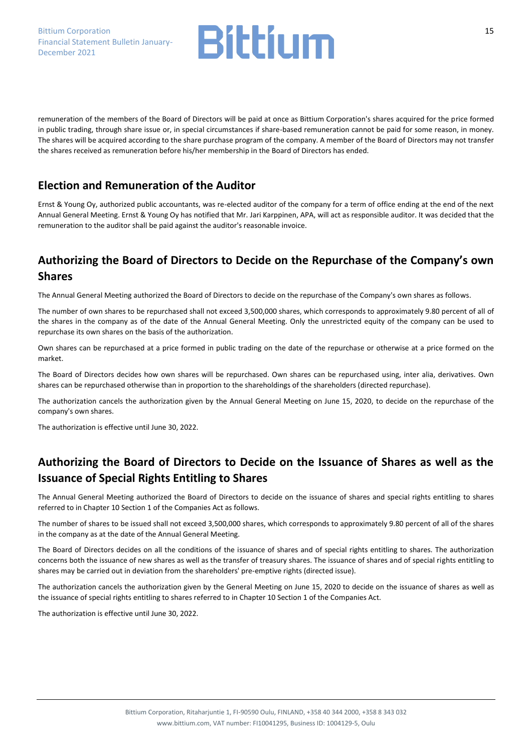remuneration of the members of the Board of Directors will be paid at once as Bittium Corporation's shares acquired for the price formed in public trading, through share issue or, in special circumstances if share-based remuneration cannot be paid for some reason, in money. The shares will be acquired according to the share purchase program of the company. A member of the Board of Directors may not transfer the shares received as remuneration before his/her membership in the Board of Directors has ended.

## Election and Remuneration of the Auditor

Ernst & Young Oy, authorized public accountants, was re-elected auditor of the company for a term of office ending at the end of the next Annual General Meeting. Ernst & Young Oy has notified that Mr. Jari Karppinen, APA, will act as responsible auditor. It was decided that the remuneration to the auditor shall be paid against the auditor's reasonable invoice.

## Authorizing the Board of Directors to Decide on the Repurchase of the Company's own Shares

The Annual General Meeting authorized the Board of Directors to decide on the repurchase of the Company's own shares as follows.

The number of own shares to be repurchased shall not exceed 3,500,000 shares, which corresponds to approximately 9.80 percent of all of the shares in the company as of the date of the Annual General Meeting. Only the unrestricted equity of the company can be used to repurchase its own shares on the basis of the authorization.

Own shares can be repurchased at a price formed in public trading on the date of the repurchase or otherwise at a price formed on the market.

The Board of Directors decides how own shares will be repurchased. Own shares can be repurchased using, inter alia, derivatives. Own shares can be repurchased otherwise than in proportion to the shareholdings of the shareholders (directed repurchase).

The authorization cancels the authorization given by the Annual General Meeting on June 15, 2020, to decide on the repurchase of the company's own shares.

The authorization is effective until June 30, 2022.

## Authorizing the Board of Directors to Decide on the Issuance of Shares as well as the Issuance of Special Rights Entitling to Shares

The Annual General Meeting authorized the Board of Directors to decide on the issuance of shares and special rights entitling to shares referred to in Chapter 10 Section 1 of the Companies Act as follows.

The number of shares to be issued shall not exceed 3,500,000 shares, which corresponds to approximately 9.80 percent of all of the shares in the company as at the date of the Annual General Meeting.

The Board of Directors decides on all the conditions of the issuance of shares and of special rights entitling to shares. The authorization concerns both the issuance of new shares as well as the transfer of treasury shares. The issuance of shares and of special rights entitling to shares may be carried out in deviation from the shareholders' pre-emptive rights (directed issue).

The authorization cancels the authorization given by the General Meeting on June 15, 2020 to decide on the issuance of shares as well as the issuance of special rights entitling to shares referred to in Chapter 10 Section 1 of the Companies Act.

The authorization is effective until June 30, 2022.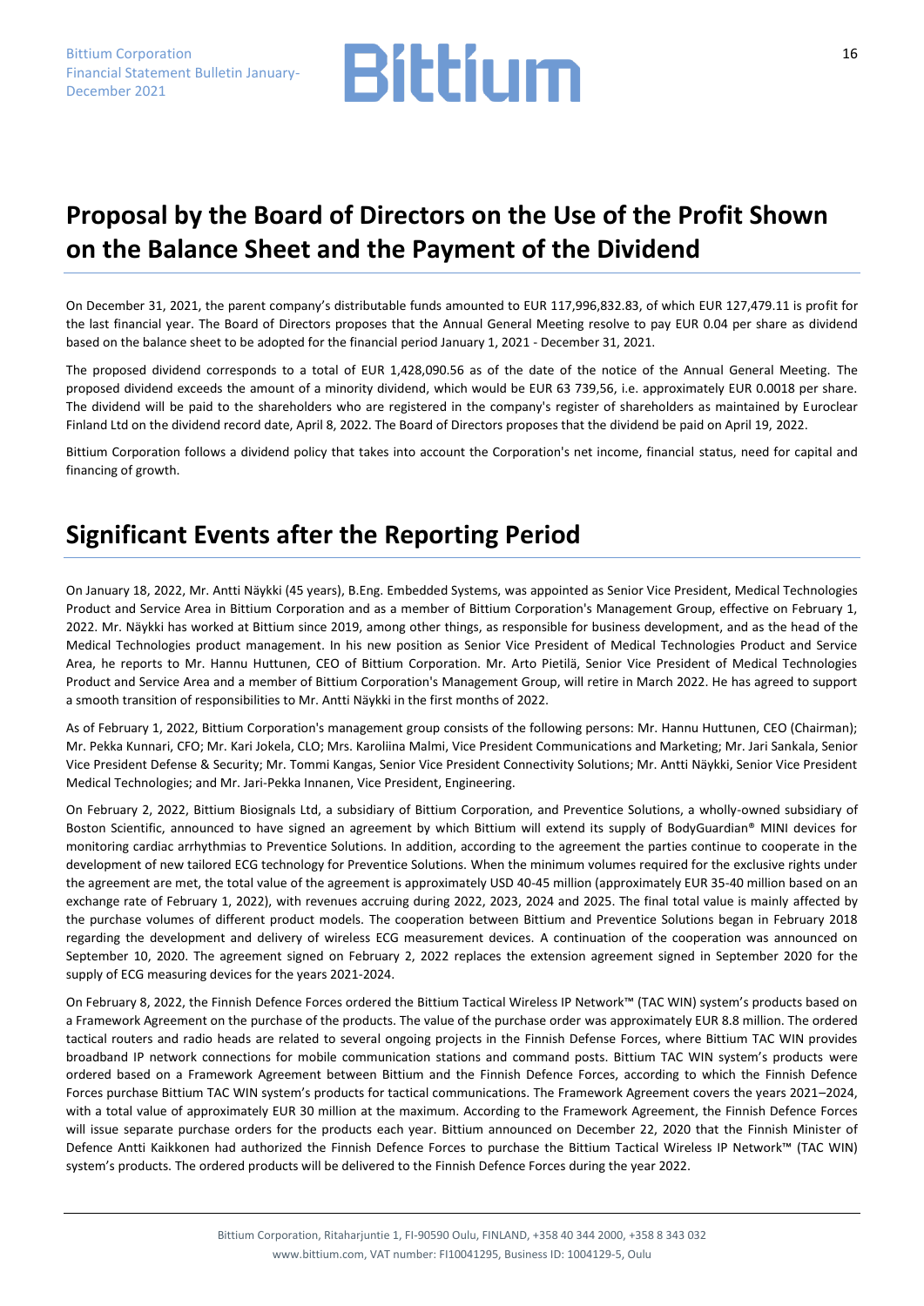## Proposal by the Board of Directors on the Use of the Profit Shown on the Balance Sheet and the Payment of the Dividend

On December 31, 2021, the parent company's distributable funds amounted to EUR 117,996,832.83, of which EUR 127,479.11 is profit for the last financial year. The Board of Directors proposes that the Annual General Meeting resolve to pay EUR 0.04 per share as dividend based on the balance sheet to be adopted for the financial period January 1, 2021 - December 31, 2021.

The proposed dividend corresponds to a total of EUR 1,428,090.56 as of the date of the notice of the Annual General Meeting. The proposed dividend exceeds the amount of a minority dividend, which would be EUR 63 739,56, i.e. approximately EUR 0.0018 per share. The dividend will be paid to the shareholders who are registered in the company's register of shareholders as maintained by Euroclear Finland Ltd on the dividend record date, April 8, 2022. The Board of Directors proposes that the dividend be paid on April 19, 2022.

Bittium Corporation follows a dividend policy that takes into account the Corporation's net income, financial status, need for capital and financing of growth.

## Significant Events after the Reporting Period

On January 18, 2022, Mr. Antti Näykki (45 years), B.Eng. Embedded Systems, was appointed as Senior Vice President, Medical Technologies Product and Service Area in Bittium Corporation and as a member of Bittium Corporation's Management Group, effective on February 1, 2022. Mr. Näykki has worked at Bittium since 2019, among other things, as responsible for business development, and as the head of the Medical Technologies product management. In his new position as Senior Vice President of Medical Technologies Product and Service Area, he reports to Mr. Hannu Huttunen, CEO of Bittium Corporation. Mr. Arto Pietilä, Senior Vice President of Medical Technologies Product and Service Area and a member of Bittium Corporation's Management Group, will retire in March 2022. He has agreed to support a smooth transition of responsibilities to Mr. Antti Näykki in the first months of 2022.

As of February 1, 2022, Bittium Corporation's management group consists of the following persons: Mr. Hannu Huttunen, CEO (Chairman); Mr. Pekka Kunnari, CFO; Mr. Kari Jokela, CLO; Mrs. Karoliina Malmi, Vice President Communications and Marketing; Mr. Jari Sankala, Senior Vice President Defense & Security; Mr. Tommi Kangas, Senior Vice President Connectivity Solutions; Mr. Antti Näykki, Senior Vice President Medical Technologies; and Mr. Jari-Pekka Innanen, Vice President, Engineering.

On February 2, 2022, Bittium Biosignals Ltd, a subsidiary of Bittium Corporation, and Preventice Solutions, a wholly-owned subsidiary of Boston Scientific, announced to have signed an agreement by which Bittium will extend its supply of BodyGuardian® MINI devices for monitoring cardiac arrhythmias to Preventice Solutions. In addition, according to the agreement the parties continue to cooperate in the development of new tailored ECG technology for Preventice Solutions. When the minimum volumes required for the exclusive rights under the agreement are met, the total value of the agreement is approximately USD 40-45 million (approximately EUR 35-40 million based on an exchange rate of February 1, 2022), with revenues accruing during 2022, 2023, 2024 and 2025. The final total value is mainly affected by the purchase volumes of different product models. The cooperation between Bittium and Preventice Solutions began in February 2018 regarding the development and delivery of wireless ECG measurement devices. A continuation of the cooperation was announced on September 10, 2020. The agreement signed on February 2, 2022 replaces the extension agreement signed in September 2020 for the supply of ECG measuring devices for the years 2021-2024.

On February 8, 2022, the Finnish Defence Forces ordered the Bittium Tactical Wireless IP Network™ (TAC WIN) system's products based on a Framework Agreement on the purchase of the products. The value of the purchase order was approximately EUR 8.8 million. The ordered tactical routers and radio heads are related to several ongoing projects in the Finnish Defense Forces, where Bittium TAC WIN provides broadband IP network connections for mobile communication stations and command posts. Bittium TAC WIN system's products were ordered based on a Framework Agreement between Bittium and the Finnish Defence Forces, according to which the Finnish Defence Forces purchase Bittium TAC WIN system's products for tactical communications. The Framework Agreement covers the years 2021–2024, with a total value of approximately EUR 30 million at the maximum. According to the Framework Agreement, the Finnish Defence Forces will issue separate purchase orders for the products each year. Bittium announced on December 22, 2020 that the Finnish Minister of Defence Antti Kaikkonen had authorized the Finnish Defence Forces to purchase the Bittium Tactical Wireless IP Network™ (TAC WIN) system's products. The ordered products will be delivered to the Finnish Defence Forces during the year 2022.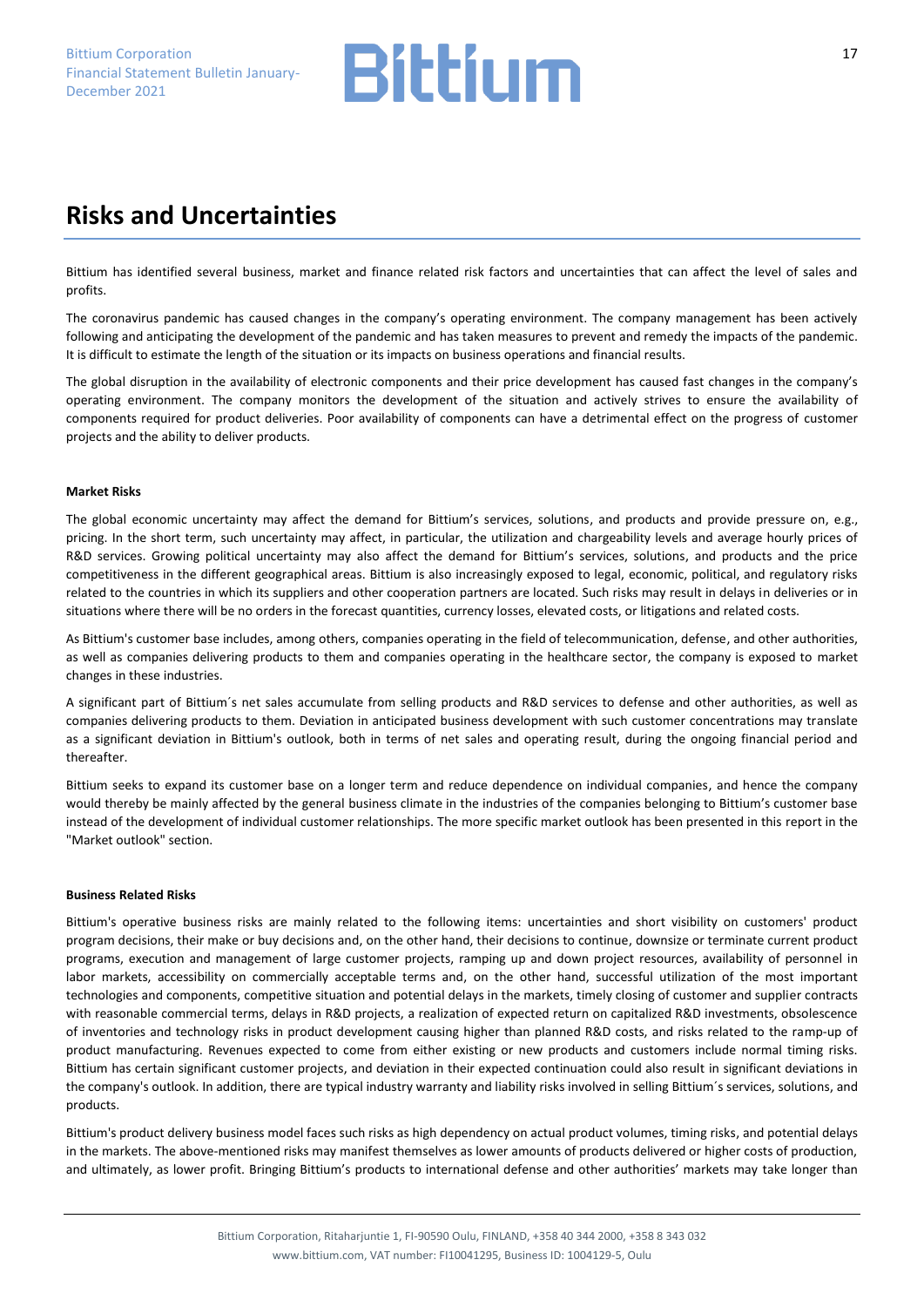# Risks and Uncertainties

Bittium has identified several business, market and finance related risk factors and uncertainties that can affect the level of sales and profits.

The coronavirus pandemic has caused changes in the company's operating environment. The company management has been actively following and anticipating the development of the pandemic and has taken measures to prevent and remedy the impacts of the pandemic. It is difficult to estimate the length of the situation or its impacts on business operations and financial results.

The global disruption in the availability of electronic components and their price development has caused fast changes in the company's operating environment. The company monitors the development of the situation and actively strives to ensure the availability of components required for product deliveries. Poor availability of components can have a detrimental effect on the progress of customer projects and the ability to deliver products.

**Market Risks**

The global economic uncertainty may affect the demand for Bittium's services, solutions, and products and provide pressure on, e.g., pricing. In the short term, such uncertainty may affect, in particular, the utilization and chargeability levels and average hourly prices of R&D services. Growing political uncertainty may also affect the demand for Bittium's services, solutions, and products and the price competitiveness in the different geographical areas. Bittium is also increasingly exposed to legal, economic, political, and regulatory risks related to the countries in which its suppliers and other cooperation partners are located. Such risks may result in delays in deliveries or in situations where there will be no orders in the forecast quantities, currency losses, elevated costs, or litigations and related costs.

As Bittium's customer base includes, among others, companies operating in the field of telecommunication, defense, and other authorities, as well as companies delivering products to them and companies operating in the healthcare sector, the company is exposed to market changes in these industries.

A significant part of Bittium´s net sales accumulate from selling products and R&D services to defense and other authorities, as well as companies delivering products to them. Deviation in anticipated business development with such customer concentrations may translate as a significant deviation in Bittium's outlook, both in terms of net sales and operating result, during the ongoing financial period and thereafter.

Bittium seeks to expand its customer base on a longer term and reduce dependence on individual companies, and hence the company would thereby be mainly affected by the general business climate in the industries of the companies belonging to Bittium's customer base instead of the development of individual customer relationships. The more specific market outlook has been presented in this report in the "Market outlook" section.

**Business Related Risks**

Bittium's operative business risks are mainly related to the following items: uncertainties and short visibility on customers' product program decisions, their make or buy decisions and, on the other hand, their decisions to continue, downsize or terminate current product programs, execution and management of large customer projects, ramping up and down project resources, availability of personnel in labor markets, accessibility on commercially acceptable terms and, on the other hand, successful utilization of the most important technologies and components, competitive situation and potential delays in the markets, timely closing of customer and supplier contracts with reasonable commercial terms, delays in R&D projects, a realization of expected return on capitalized R&D investments, obsolescence of inventories and technology risks in product development causing higher than planned R&D costs, and risks related to the ramp-up of product manufacturing. Revenues expected to come from either existing or new products and customers include normal timing risks. Bittium has certain significant customer projects, and deviation in their expected continuation could also result in significant deviations in the company's outlook. In addition, there are typical industry warranty and liability risks involved in selling Bittium´s services, solutions, and products.

Bittium's product delivery business model faces such risks as high dependency on actual product volumes, timing risks, and potential delays in the markets. The above-mentioned risks may manifest themselves as lower amounts of products delivered or higher costs of production, and ultimately, as lower profit. Bringing Bittium's products to international defense and other authorities' markets may take longer than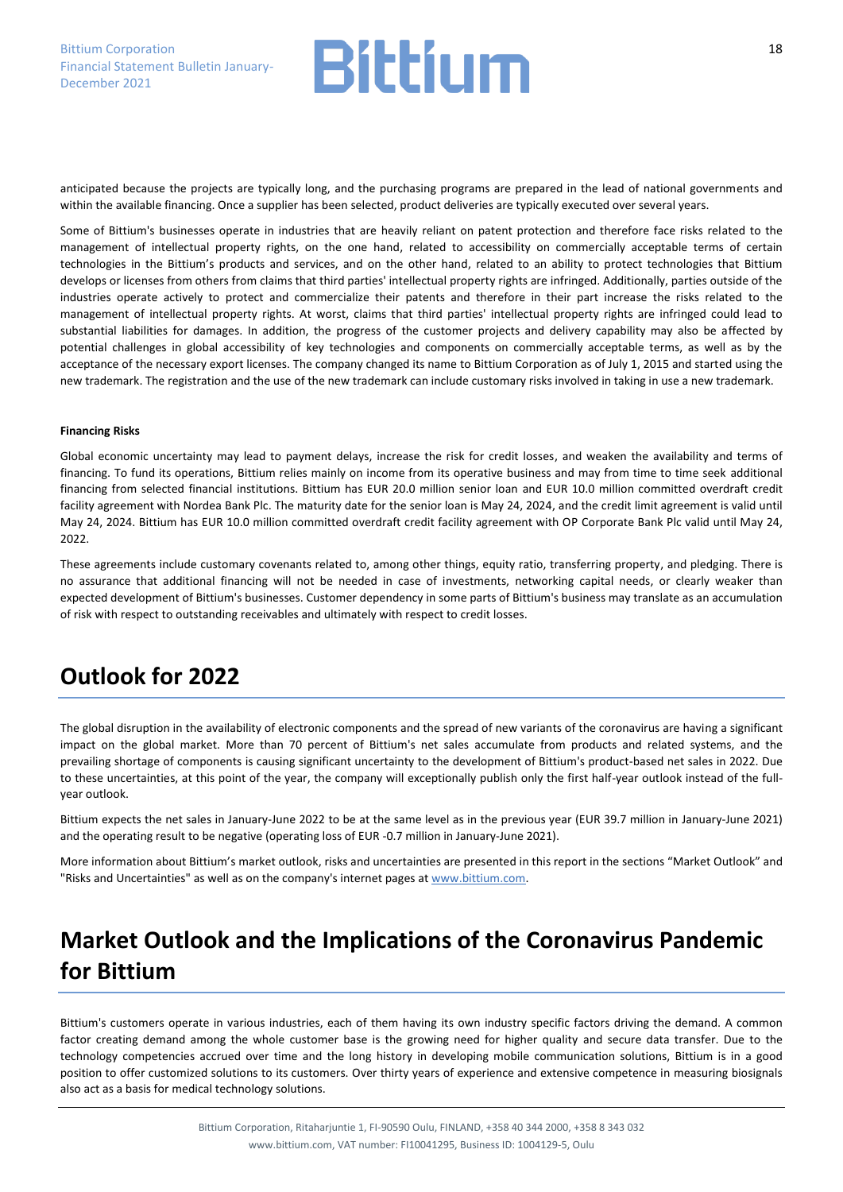anticipated because the projects are typically long, and the purchasing programs are prepared in the lead of national governments and within the available financing. Once a supplier has been selected, product deliveries are typically executed over several years.

Some of Bittium's businesses operate in industries that are heavily reliant on patent protection and therefore face risks related to the management of intellectual property rights, on the one hand, related to accessibility on commercially acceptable terms of certain technologies in the Bittium's products and services, and on the other hand, related to an ability to protect technologies that Bittium develops or licenses from others from claims that third parties' intellectual property rights are infringed. Additionally, parties outside of the industries operate actively to protect and commercialize their patents and therefore in their part increase the risks related to the management of intellectual property rights. At worst, claims that third parties' intellectual property rights are infringed could lead to substantial liabilities for damages. In addition, the progress of the customer projects and delivery capability may also be affected by potential challenges in global accessibility of key technologies and components on commercially acceptable terms, as well as by the acceptance of the necessary export licenses. The company changed its name to Bittium Corporation as of July 1, 2015 and started using the new trademark. The registration and the use of the new trademark can include customary risks involved in taking in use a new trademark.

#### Financing Risks

Global economic uncertainty may lead to payment delays, increase the risk for credit losses, and weaken the availability and terms of financing. To fund its operations, Bittium relies mainly on income from its operative business and may from time to time seek additional financing from selected financial institutions. Bittium has EUR 20.0 million senior loan and EUR 10.0 million committed overdraft credit facility agreement with Nordea Bank Plc. The maturity date for the senior loan is May 24, 2024, and the credit limit agreement is valid until May 24, 2024. Bittium has EUR 10.0 million committed overdraft credit facility agreement with OP Corporate Bank Plc valid until May 24, 2022.

These agreements include customary covenants related to, among other things, equity ratio, transferring property, and pledging. There is no assurance that additional financing will not be needed in case of investments, networking capital needs, or clearly weaker than expected development of Bittium's businesses. Customer dependency in some parts of Bittium's business may translate as an accumulation of risk with respect to outstanding receivables and ultimately with respect to credit losses.

# Outlook for 2022

The global disruption in the availability of electronic components and the spread of new variants of the coronavirus are having a significant impact on the global market. More than 70 percent of Bittium's net sales accumulate from products and related systems, and the prevailing shortage of components is causing significant uncertainty to the development of Bittium's product-based net sales in 2022. Due to these uncertainties, at this point of the year, the company will exceptionally publish only the first half-year outlook instead of the full-year outlook.

Bittium expects the net sales in January-June 2022 to be at the same level as in the previous year (EUR 39.7 million in January-June 2021) and the operating result to be negative (operating loss of EUR -0.7 million in January-June 2021).

More information about Bittium's market outlook, risks and uncertainties are presented in this report in the sections "Market Outlook" and "Risks and Uncertainties" as well as on the company's internet pages at [www.bittium.com](http://www.bittium.com).

# Market Outlook and the Implications of the Coronavirus Pandemic for Bittium

Bittium's customers operate in various industries, each of them having its own industry specific factors driving the demand. A common factor creating demand among the whole customer base is the growing need for higher quality and secure data transfer. Due to the technology competencies accrued over time and the long history in developing mobile communication solutions, Bittium is in a good position to offer customized solutions to its customers. Over thirty years of experience and extensive competence in measuring biosignals also act as a basis for medical technology solutions.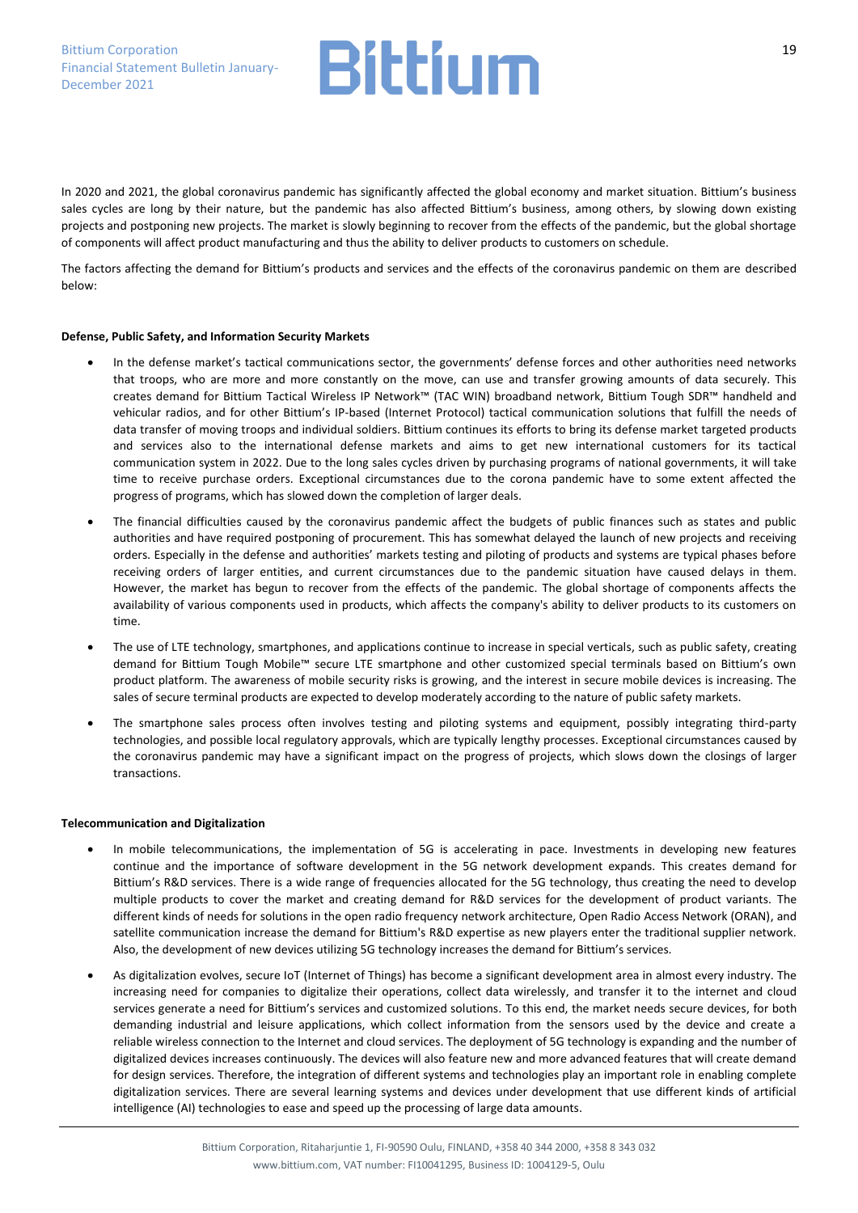In 2020 and 2021, the global coronavirus pandemic has significantly affected the global economy and market situation. Bittium's business sales cycles are long by their nature, but the pandemic has also affected Bittium's business, among others, by slowing down existing projects and postponing new projects. The market is slowly beginning to recover from the effects of the pandemic, but the global shortage of components will affect product manufacturing and thus the ability to deliver products to customers on schedule.

The factors affecting the demand for Bittium's products and services and the effects of the coronavirus pandemic on them are described below:

**Defense, Public Safety, and Information Security Markets**

- In the defense market's tactical communications sector, the governments' defense forces and other authorities need networks that troops, who are more and more constantly on the move, can use and transfer growing amounts of data securely. This creates demand for Bittium Tactical Wireless IP Network™ (TAC WIN) broadband network, Bittium Tough SDR™ handheld and vehicular radios, and for other Bittium's IP-based (Internet Protocol) tactical communication solutions that fulfill the needs of data transfer of moving troops and individual soldiers. Bittium continues its efforts to bring its defense market targeted products and services also to the international defense markets and aims to get new international customers for its tactical communication system in 2022. Due to the long sales cycles driven by purchasing programs of national governments, it will take time to receive purchase orders. Exceptional circumstances due to the corona pandemic have to some extent affected the progress of programs, which has slowed down the completion of larger deals.
- The financial difficulties caused by the coronavirus pandemic affect the budgets of public finances such as states and public authorities and have required postponing of procurement. This has somewhat delayed the launch of new projects and receiving orders. Especially in the defense and authorities' markets testing and piloting of products and systems are typical phases before receiving orders of larger entities, and current circumstances due to the pandemic situation have caused delays in them. However, the market has begun to recover from the effects of the pandemic. The global shortage of components affects the availability of various components used in products, which affects the company's ability to deliver products to its customers on time.
- The use of LTE technology, smartphones, and applications continue to increase in special verticals, such as public safety, creating demand for Bittium Tough Mobile™ secure LTE smartphone and other customized special terminals based on Bittium's own product platform. The awareness of mobile security risks is growing, and the interest in secure mobile devices is increasing. The sales of secure terminal products are expected to develop moderately according to the nature of public safety markets.
- The smartphone sales process often involves testing and piloting systems and equipment, possibly integrating third-party technologies, and possible local regulatory approvals, which are typically lengthy processes. Exceptional circumstances caused by the coronavirus pandemic may have a significant impact on the progress of projects, which slows down the closings of larger transactions.

**Telecommunication and Digitalization**

- In mobile telecommunications, the implementation of 5G is accelerating in pace. Investments in developing new features continue and the importance of software development in the 5G network development expands. This creates demand for Bittium's R&D services. There is a wide range of frequencies allocated for the 5G technology, thus creating the need to develop multiple products to cover the market and creating demand for R&D services for the development of product variants. The different kinds of needs for solutions in the open radio frequency network architecture, Open Radio Access Network (ORAN), and satellite communication increase the demand for Bittium's R&D expertise as new players enter the traditional supplier network. Also, the development of new devices utilizing 5G technology increases the demand for Bittium's services.
- As digitalization evolves, secure IoT (Internet of Things) has become a significant development area in almost every industry. The increasing need for companies to digitalize their operations, collect data wirelessly, and transfer it to the internet and cloud services generate a need for Bittium's services and customized solutions. To this end, the market needs secure devices, for both demanding industrial and leisure applications, which collect information from the sensors used by the device and create a reliable wireless connection to the Internet and cloud services. The deployment of 5G technology is expanding and the number of digitalized devices increases continuously. The devices will also feature new and more advanced features that will create demand for design services. Therefore, the integration of different systems and technologies play an important role in enabling complete digitalization services. There are several learning systems and devices under development that use different kinds of artificial intelligence (AI) technologies to ease and speed up the processing of large data amounts.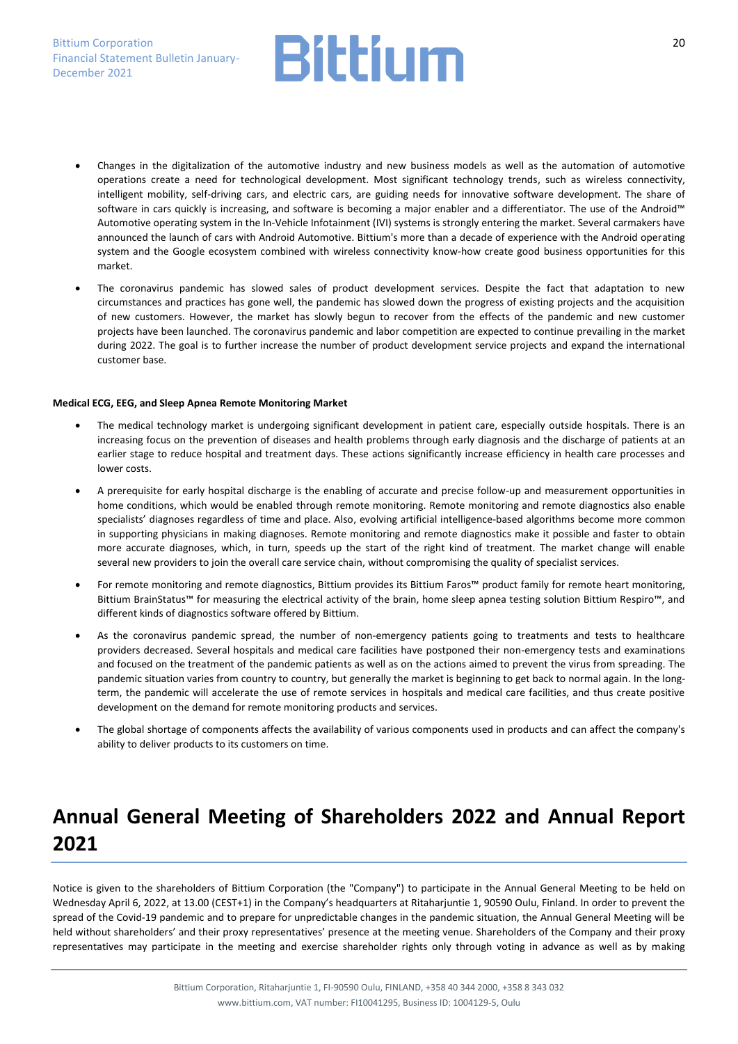- Changes in the digitalization of the automotive industry and new business models as well as the automation of automotive operations create a need for technological development. Most significant technology trends, such as wireless connectivity, intelligent mobility, self-driving cars, and electric cars, are guiding needs for innovative software development. The share of software in cars quickly is increasing, and software is becoming a major enabler and a differentiator. The use of the Android™ Automotive operating system in the In-Vehicle Infotainment (IVI) systems is strongly entering the market. Several carmakers have announced the launch of cars with Android Automotive. Bittium's more than a decade of experience with the Android operating system and the Google ecosystem combined with wireless connectivity know-how create good business opportunities for this market.
- The coronavirus pandemic has slowed sales of product development services. Despite the fact that adaptation to new circumstances and practices has gone well, the pandemic has slowed down the progress of existing projects and the acquisition of new customers. However, the market has slowly begun to recover from the effects of the pandemic and new customer projects have been launched. The coronavirus pandemic and labor competition are expected to continue prevailing in the market during 2022. The goal is to further increase the number of product development service projects and expand the international customer base.

**Medical ECG, EEG, and Sleep Apnea Remote Monitoring Market**

- The medical technology market is undergoing significant development in patient care, especially outside hospitals. There is an increasing focus on the prevention of diseases and health problems through early diagnosis and the discharge of patients at an earlier stage to reduce hospital and treatment days. These actions significantly increase efficiency in health care processes and lower costs.
- A prerequisite for early hospital discharge is the enabling of accurate and precise follow-up and measurement opportunities in home conditions, which would be enabled through remote monitoring. Remote monitoring and remote diagnostics also enable specialists' diagnoses regardless of time and place. Also, evolving artificial intelligence-based algorithms become more common in supporting physicians in making diagnoses. Remote monitoring and remote diagnostics make it possible and faster to obtain more accurate diagnoses, which, in turn, speeds up the start of the right kind of treatment. The market change will enable several new providers to join the overall care service chain, without compromising the quality of specialist services.
- For remote monitoring and remote diagnostics, Bittium provides its Bittium Faros™ product family for remote heart monitoring, Bittium BrainStatus™ for measuring the electrical activity of the brain, home sleep apnea testing solution Bittium Respiro™, and different kinds of diagnostics software offered by Bittium.
- As the coronavirus pandemic spread, the number of non-emergency patients going to treatments and tests to healthcare providers decreased. Several hospitals and medical care facilities have postponed their non-emergency tests and examinations and focused on the treatment of the pandemic patients as well as on the actions aimed to prevent the virus from spreading. The pandemic situation varies from country to country, but generally the market is beginning to get back to normal again. In the long-term, the pandemic will accelerate the use of remote services in hospitals and medical care facilities, and thus create positive development on the demand for remote monitoring products and services.
- The global shortage of components affects the availability of various components used in products and can affect the company's ability to deliver products to its customers on time.

# Annual General Meeting of Shareholders 2022 and Annual Report 2021

Notice is given to the shareholders of Bittium Corporation (the "Company") to participate in the Annual General Meeting to be held on Wednesday April 6, 2022, at 13.00 (CEST+1) in the Company's headquarters at Ritaharjuntie 1, 90590 Oulu, Finland. In order to prevent the spread of the Covid-19 pandemic and to prepare for unpredictable changes in the pandemic situation, the Annual General Meeting will be held without shareholders' and their proxy representatives' presence at the meeting venue. Shareholders of the Company and their proxy representatives may participate in the meeting and exercise shareholder rights only through voting in advance as well as by making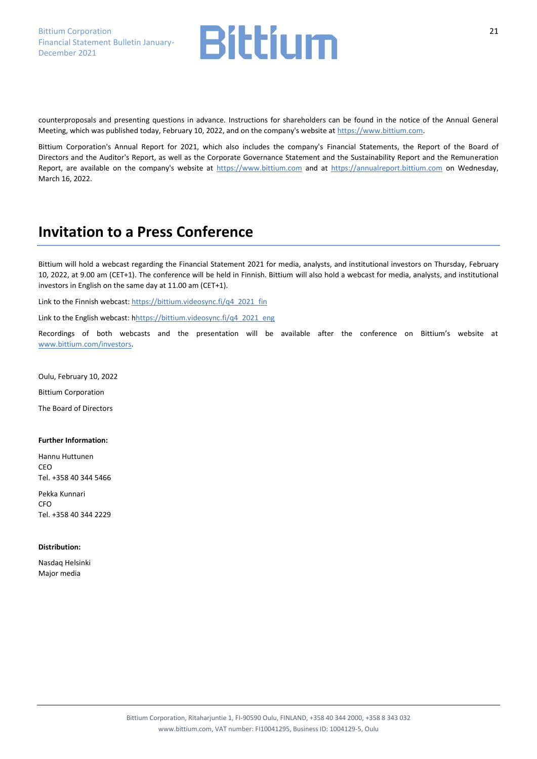counterproposals and presenting questions in advance. Instructions for shareholders can be found in the notice of the Annual General Meeting, which was published today, February 10, 2022, and on the company's website at https://www.bittium.com.

Bittium Corporation's Annual Report for 2021, which also includes the company's Financial Statements, the Report of the Board of Directors and the Auditor's Report, as well as the Corporate Governance Statement and the Sustainability Report and the Remuneration Report, are available on the company's website at https://www.bittium.com and at https://annualreport.bittium.com on Wednesday, March 16, 2022.

# Invitation to a Press Conference

Bittium will hold a webcast regarding the Financial Statement 2021 for media, analysts, and institutional investors on Thursday, February 10, 2022, at 9.00 am (CET+1). The conference will be held in Finnish. Bittium will also hold a webcast for media, analysts, and institutional investors in English on the same day at 11.00 am (CET+1).

Link to the Finnish webcast: https://bittium.videosync.fi/q4_2021_fin

Link to the English webcast: hhttps://bittium.videosync.fi/q4_2021_eng

Recordings of both webcasts and the presentation will be available after the conference on Bittium's website at www.bittium.com/investors.

Oulu, February 10, 2022

Bittium Corporation

The Board of Directors

**Further Information:**

Hannu Huttunen
CEO
Tel. +358 40 344 5466

Pekka Kunnari
CFO
Tel. +358 40 344 2229

**Distribution:**

Nasdaq Helsinki
Major media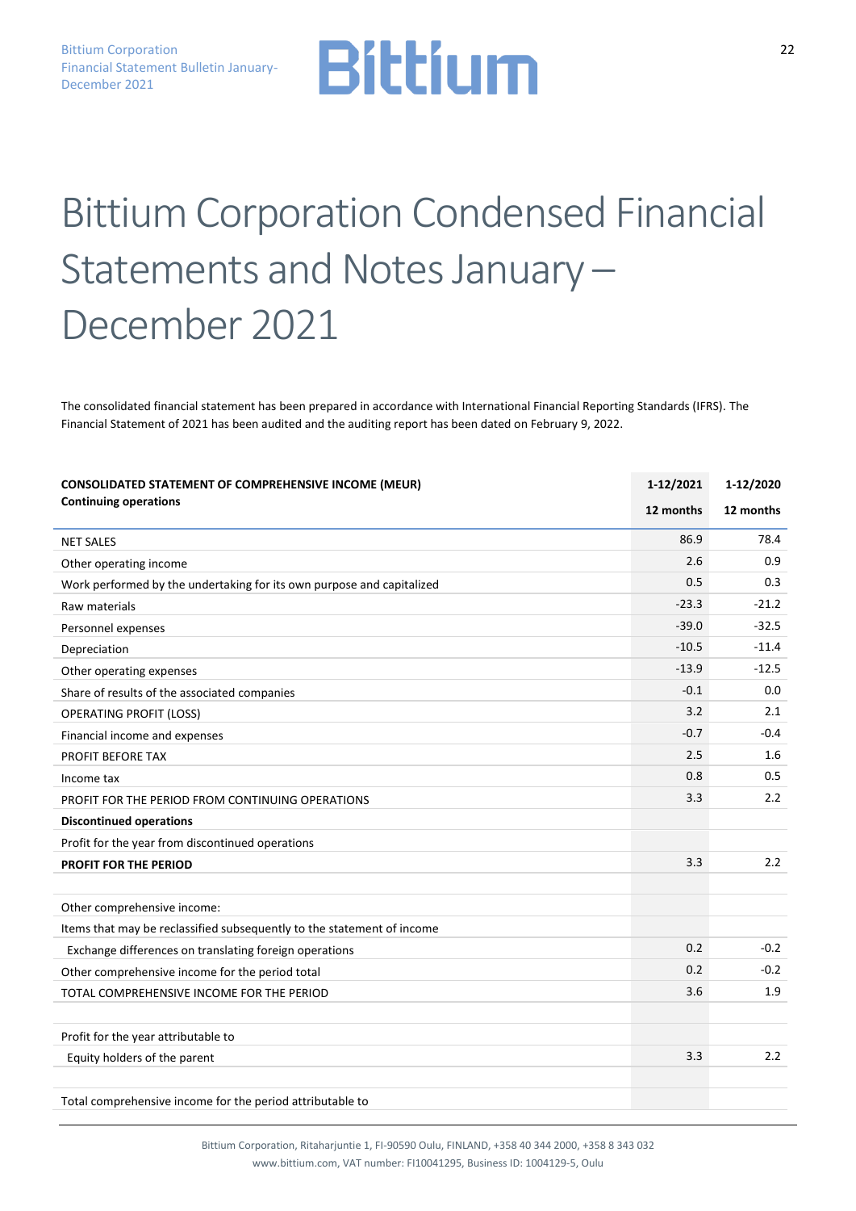# Bittium Corporation Condensed Financial Statements and Notes January – December 2021

The consolidated financial statement has been prepared in accordance with International Financial Reporting Standards (IFRS). The Financial Statement of 2021 has been audited and the auditing report has been dated on February 9, 2022.

| **CONSOLIDATED STATEMENT OF COMPREHENSIVE INCOME (MEUR)** **Continuing operations** | **1-12/2021** **12 months** | **1-12/2020** **12 months** |
|---|---|---|
| NET SALES | 86.9 | 78.4 |
| Other operating income | 2.6 | 0.9 |
| Work performed by the undertaking for its own purpose and capitalized | 0.5 | 0.3 |
| Raw materials | -23.3 | -21.2 |
| Personnel expenses | -39.0 | -32.5 |
| Depreciation | -10.5 | -11.4 |
| Other operating expenses | -13.9 | -12.5 |
| Share of results of the associated companies | -0.1 | 0.0 |
| OPERATING PROFIT (LOSS) | 3.2 | 2.1 |
| Financial income and expenses | -0.7 | -0.4 |
| PROFIT BEFORE TAX | 2.5 | 1.6 |
| Income tax | 0.8 | 0.5 |
| PROFIT FOR THE PERIOD FROM CONTINUING OPERATIONS | 3.3 | 2.2 |
| **Discontinued operations** | | |
| Profit for the year from discontinued operations | | |
| **PROFIT FOR THE PERIOD** | 3.3 | 2.2 |
| | | |
| Other comprehensive income: | | |
| Items that may be reclassified subsequently to the statement of income | | |
| Exchange differences on translating foreign operations | 0.2 | -0.2 |
| Other comprehensive income for the period total | 0.2 | -0.2 |
| TOTAL COMPREHENSIVE INCOME FOR THE PERIOD | 3.6 | 1.9 |
| | | |
| Profit for the year attributable to | | |
| Equity holders of the parent | 3.3 | 2.2 |
| | | |
| Total comprehensive income for the period attributable to | | |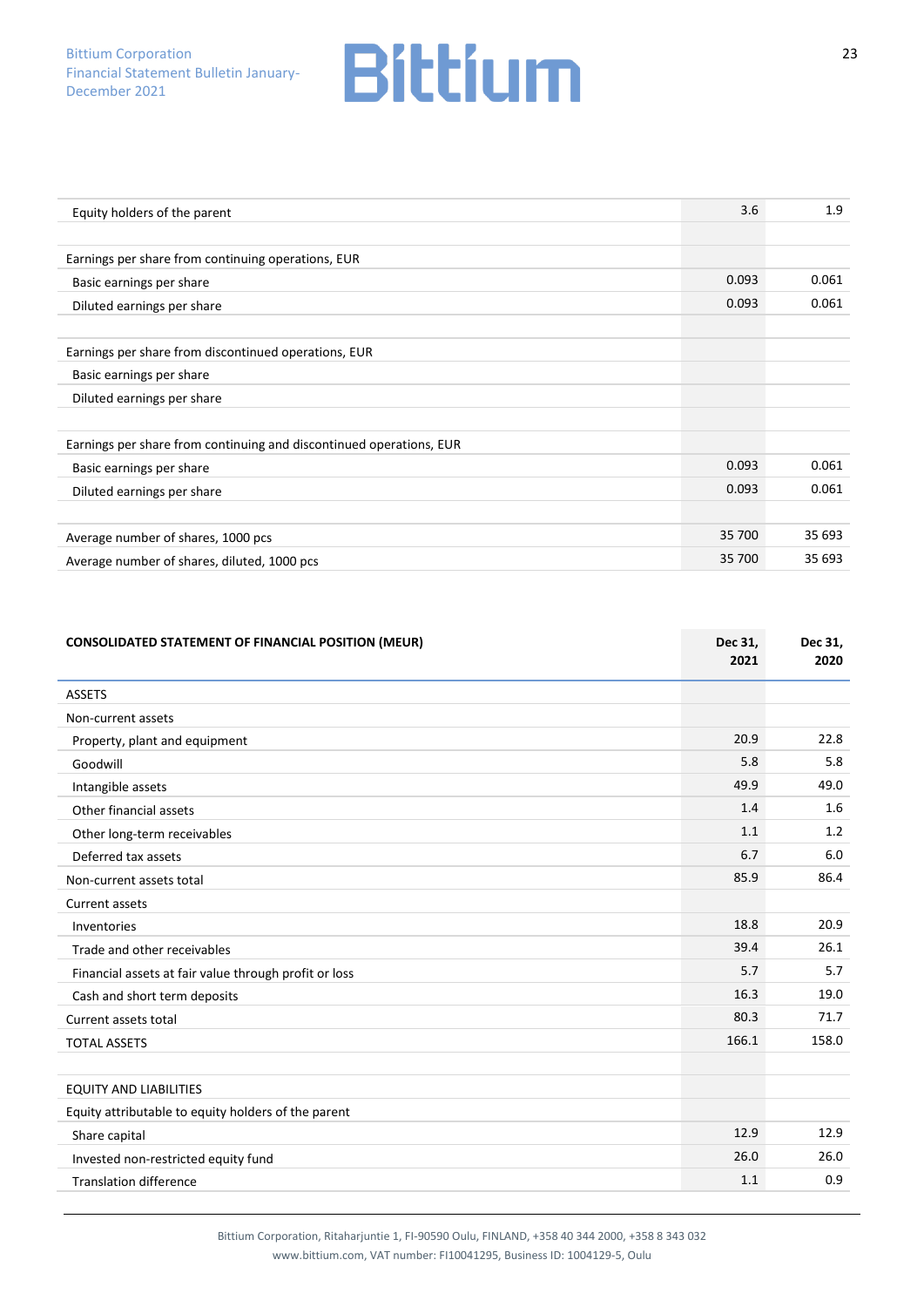| | | |
|---|---|---|
| Equity holders of the parent | 3.6 | 1.9 |
| | | |
| Earnings per share from continuing operations, EUR | | |
| Basic earnings per share | 0.093 | 0.061 |
| Diluted earnings per share | 0.093 | 0.061 |
| | | |
| Earnings per share from discontinued operations, EUR | | |
| Basic earnings per share | | |
| Diluted earnings per share | | |
| | | |
| Earnings per share from continuing and discontinued operations, EUR | | |
| Basic earnings per share | 0.093 | 0.061 |
| Diluted earnings per share | 0.093 | 0.061 |
| | | |
| Average number of shares, 1000 pcs | 35 700 | 35 693 |
| Average number of shares, diluted, 1000 pcs | 35 700 | 35 693 |

| **CONSOLIDATED STATEMENT OF FINANCIAL POSITION (MEUR)** | **Dec 31, 2021** | **Dec 31, 2020** |
|---|---|---|
| ASSETS | | |
| Non-current assets | | |
| Property, plant and equipment | 20.9 | 22.8 |
| Goodwill | 5.8 | 5.8 |
| Intangible assets | 49.9 | 49.0 |
| Other financial assets | 1.4 | 1.6 |
| Other long-term receivables | 1.1 | 1.2 |
| Deferred tax assets | 6.7 | 6.0 |
| Non-current assets total | 85.9 | 86.4 |
| Current assets | | |
| Inventories | 18.8 | 20.9 |
| Trade and other receivables | 39.4 | 26.1 |
| Financial assets at fair value through profit or loss | 5.7 | 5.7 |
| Cash and short term deposits | 16.3 | 19.0 |
| Current assets total | 80.3 | 71.7 |
| TOTAL ASSETS | 166.1 | 158.0 |
| | | |
| EQUITY AND LIABILITIES | | |
| Equity attributable to equity holders of the parent | | |
| Share capital | 12.9 | 12.9 |
| Invested non-restricted equity fund | 26.0 | 26.0 |
| Translation difference | 1.1 | 0.9 |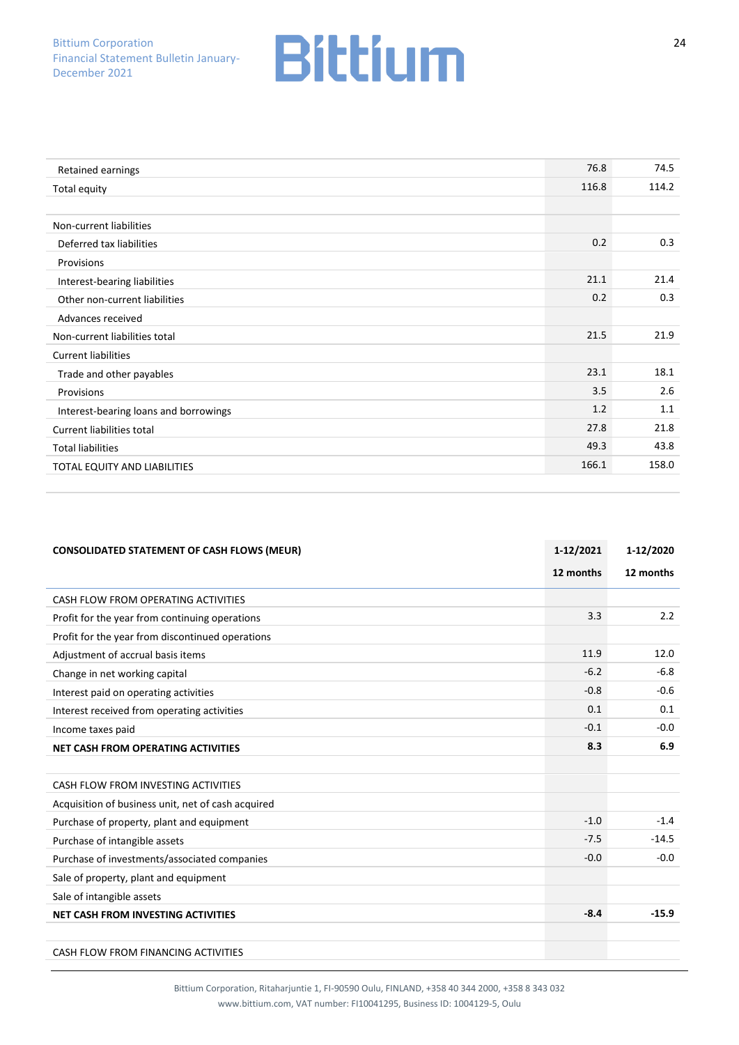| | | |
|---|---|---|
| Retained earnings | 76.8 | 74.5 |
| Total equity | 116.8 | 114.2 |
| | | |
| Non-current liabilities | | |
| Deferred tax liabilities | 0.2 | 0.3 |
| Provisions | | |
| Interest-bearing liabilities | 21.1 | 21.4 |
| Other non-current liabilities | 0.2 | 0.3 |
| Advances received | | |
| Non-current liabilities total | 21.5 | 21.9 |
| Current liabilities | | |
| Trade and other payables | 23.1 | 18.1 |
| Provisions | 3.5 | 2.6 |
| Interest-bearing loans and borrowings | 1.2 | 1.1 |
| Current liabilities total | 27.8 | 21.8 |
| Total liabilities | 49.3 | 43.8 |
| TOTAL EQUITY AND LIABILITIES | 166.1 | 158.0 |

| **CONSOLIDATED STATEMENT OF CASH FLOWS (MEUR)** | **1-12/2021** | **1-12/2020** |
|---|---|---|
| | **12 months** | **12 months** |
| CASH FLOW FROM OPERATING ACTIVITIES | | |
| Profit for the year from continuing operations | 3.3 | 2.2 |
| Profit for the year from discontinued operations | | |
| Adjustment of accrual basis items | 11.9 | 12.0 |
| Change in net working capital | -6.2 | -6.8 |
| Interest paid on operating activities | -0.8 | -0.6 |
| Interest received from operating activities | 0.1 | 0.1 |
| Income taxes paid | -0.1 | -0.0 |
| **NET CASH FROM OPERATING ACTIVITIES** | **8.3** | **6.9** |
| | | |
| CASH FLOW FROM INVESTING ACTIVITIES | | |
| Acquisition of business unit, net of cash acquired | | |
| Purchase of property, plant and equipment | -1.0 | -1.4 |
| Purchase of intangible assets | -7.5 | -14.5 |
| Purchase of investments/associated companies | -0.0 | -0.0 |
| Sale of property, plant and equipment | | |
| Sale of intangible assets | | |
| **NET CASH FROM INVESTING ACTIVITIES** | **-8.4** | **-15.9** |
| | | |
| CASH FLOW FROM FINANCING ACTIVITIES | | |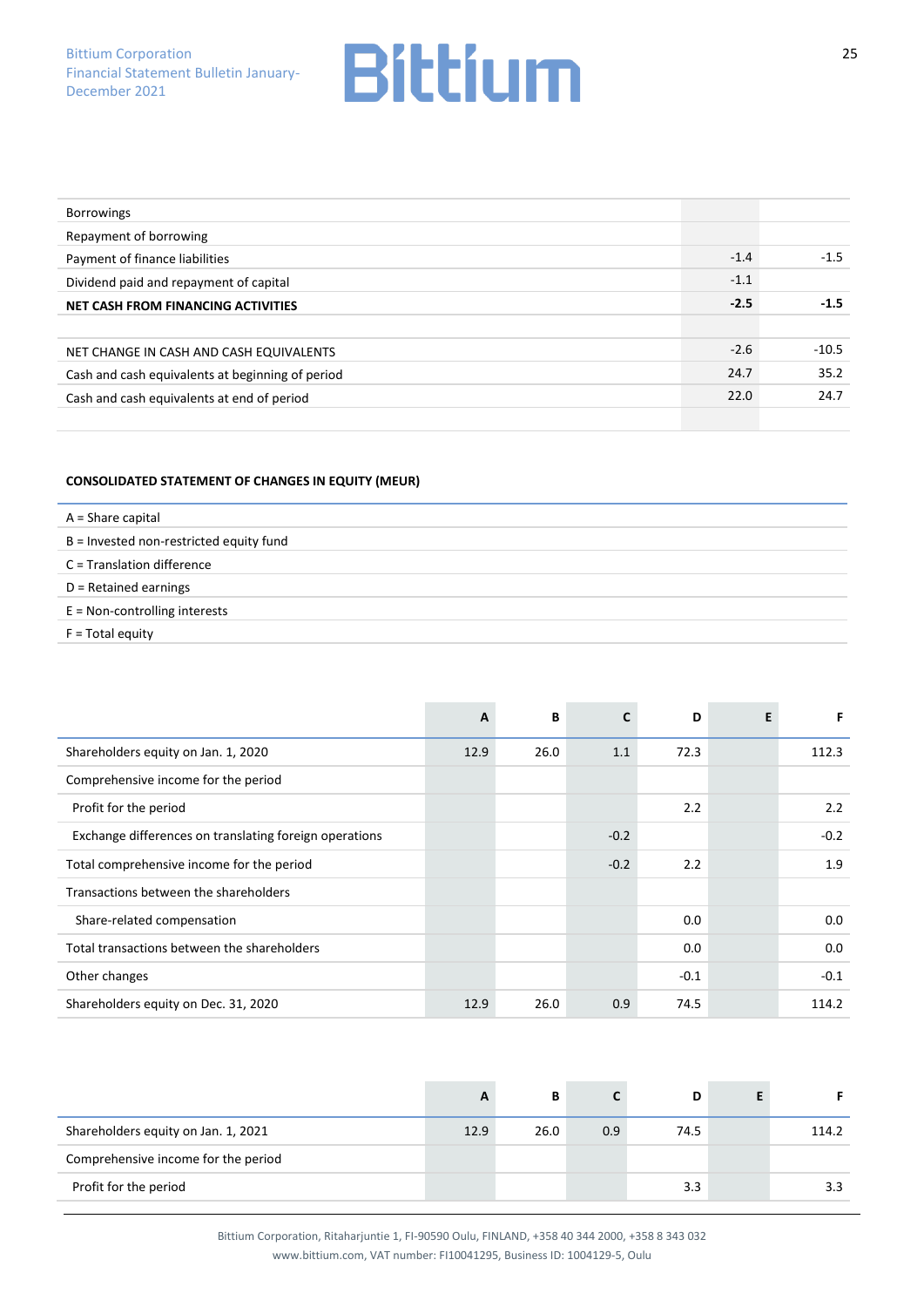| | | |
|---|---|---|
| Borrowings | | |
| Repayment of borrowing | | |
| Payment of finance liabilities | -1.4 | -1.5 |
| Dividend paid and repayment of capital | -1.1 | |
| **NET CASH FROM FINANCING ACTIVITIES** | **-2.5** | **-1.5** |
| | | |
| NET CHANGE IN CASH AND CASH EQUIVALENTS | -2.6 | -10.5 |
| Cash and cash equivalents at beginning of period | 24.7 | 35.2 |
| Cash and cash equivalents at end of period | 22.0 | 24.7 |

**CONSOLIDATED STATEMENT OF CHANGES IN EQUITY (MEUR)**

A = Share capital
B = Invested non-restricted equity fund
C = Translation difference
D = Retained earnings
E = Non-controlling interests
F = Total equity

| | A | B | C | D | E | F |
|---|---|---|---|---|---|---|
| Shareholders equity on Jan. 1, 2020 | 12.9 | 26.0 | 1.1 | 72.3 | | 112.3 |
| Comprehensive income for the period | | | | | | |
| Profit for the period | | | | 2.2 | | 2.2 |
| Exchange differences on translating foreign operations | | | -0.2 | | | -0.2 |
| Total comprehensive income for the period | | | -0.2 | 2.2 | | 1.9 |
| Transactions between the shareholders | | | | | | |
| Share-related compensation | | | | 0.0 | | 0.0 |
| Total transactions between the shareholders | | | | 0.0 | | 0.0 |
| Other changes | | | | -0.1 | | -0.1 |
| Shareholders equity on Dec. 31, 2020 | 12.9 | 26.0 | 0.9 | 74.5 | | 114.2 |

| | A | B | C | D | E | F |
|---|---|---|---|---|---|---|
| Shareholders equity on Jan. 1, 2021 | 12.9 | 26.0 | 0.9 | 74.5 | | 114.2 |
| Comprehensive income for the period | | | | | | |
| Profit for the period | | | | 3.3 | | 3.3 |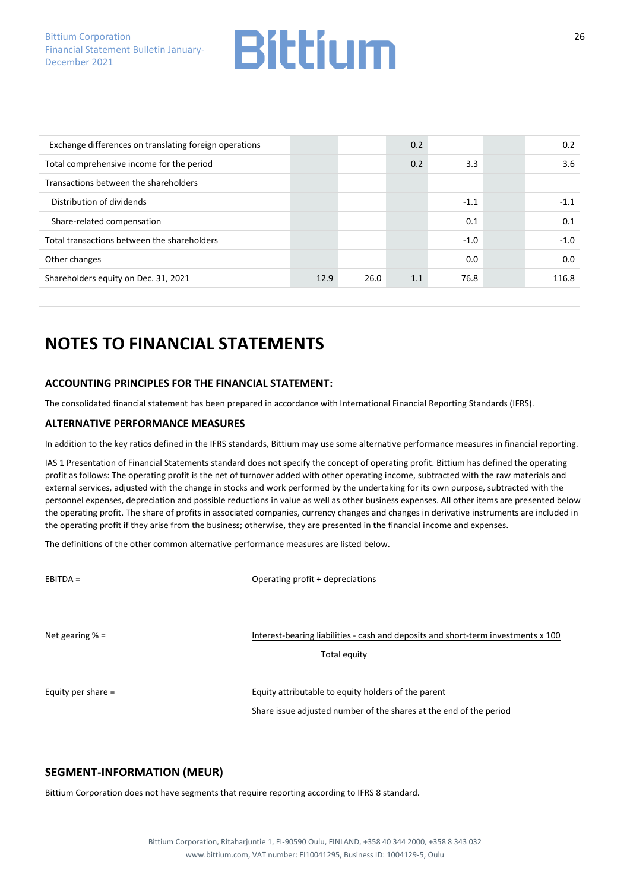| | | | | | | |
|---|---|---|---|---|---|---|
| Exchange differences on translating foreign operations | | | 0.2 | | | 0.2 |
| Total comprehensive income for the period | | | 0.2 | 3.3 | | 3.6 |
| Transactions between the shareholders | | | | | | |
| Distribution of dividends | | | | -1.1 | | -1.1 |
| Share-related compensation | | | | 0.1 | | 0.1 |
| Total transactions between the shareholders | | | | -1.0 | | -1.0 |
| Other changes | | | | 0.0 | | 0.0 |
| Shareholders equity on Dec. 31, 2021 | 12.9 | 26.0 | 1.1 | 76.8 | | 116.8 |

# NOTES TO FINANCIAL STATEMENTS

### ACCOUNTING PRINCIPLES FOR THE FINANCIAL STATEMENT:

The consolidated financial statement has been prepared in accordance with International Financial Reporting Standards (IFRS).

### ALTERNATIVE PERFORMANCE MEASURES

In addition to the key ratios defined in the IFRS standards, Bittium may use some alternative performance measures in financial reporting.

IAS 1 Presentation of Financial Statements standard does not specify the concept of operating profit. Bittium has defined the operating profit as follows: The operating profit is the net of turnover added with other operating income, subtracted with the raw materials and external services, adjusted with the change in stocks and work performed by the undertaking for its own purpose, subtracted with the personnel expenses, depreciation and possible reductions in value as well as other business expenses. All other items are presented below the operating profit. The share of profits in associated companies, currency changes and changes in derivative instruments are included in the operating profit if they arise from the business; otherwise, they are presented in the financial income and expenses.

The definitions of the other common alternative performance measures are listed below.

EBITDA = Operating profit + depreciations

Net gearing % = $\frac{\text{Interest-bearing liabilities - cash and deposits and short-term investments x 100}}{\text{Total equity}}$

Equity per share = $\frac{\text{Equity attributable to equity holders of the parent}}{\text{Share issue adjusted number of the shares at the end of the period}}$

### SEGMENT-INFORMATION (MEUR)

Bittium Corporation does not have segments that require reporting according to IFRS 8 standard.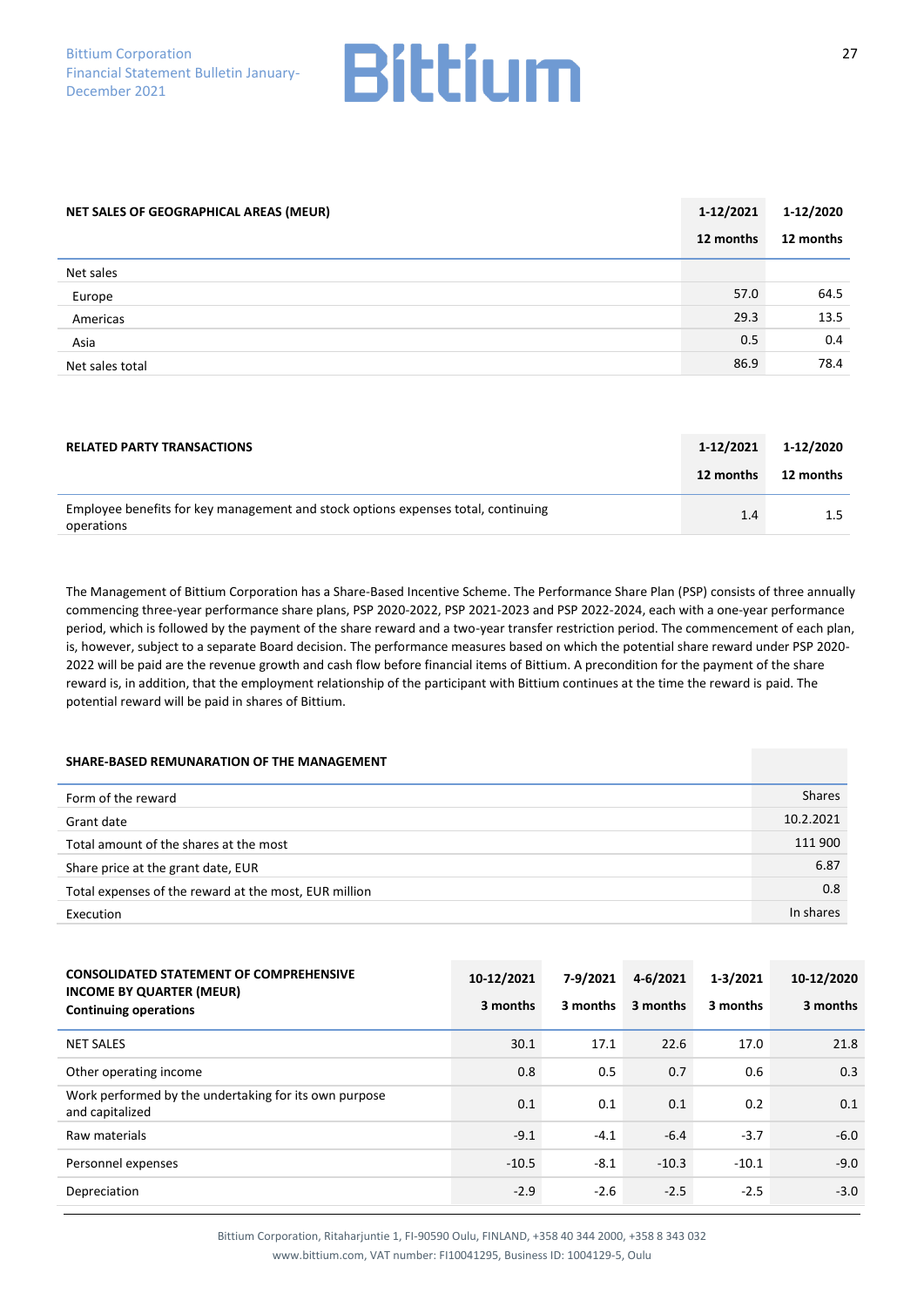| NET SALES OF GEOGRAPHICAL AREAS (MEUR) | 1-12/2021<br>12 months | 1-12/2020<br>12 months |
|---|---|---|
| Net sales | | |
| Europe | 57.0 | 64.5 |
| Americas | 29.3 | 13.5 |
| Asia | 0.5 | 0.4 |
| Net sales total | 86.9 | 78.4 |

| RELATED PARTY TRANSACTIONS | 1-12/2021<br>12 months | 1-12/2020<br>12 months |
|---|---|---|
| Employee benefits for key management and stock options expenses total, continuing operations | 1.4 | 1.5 |

The Management of Bittium Corporation has a Share-Based Incentive Scheme. The Performance Share Plan (PSP) consists of three annually commencing three-year performance share plans, PSP 2020-2022, PSP 2021-2023 and PSP 2022-2024, each with a one-year performance period, which is followed by the payment of the share reward and a two-year transfer restriction period. The commencement of each plan, is, however, subject to a separate Board decision. The performance measures based on which the potential share reward under PSP 2020-2022 will be paid are the revenue growth and cash flow before financial items of Bittium. A precondition for the payment of the share reward is, in addition, that the employment relationship of the participant with Bittium continues at the time the reward is paid. The potential reward will be paid in shares of Bittium.

| SHARE-BASED REMUNARATION OF THE MANAGEMENT | |
|---|---|
| Form of the reward | Shares |
| Grant date | 10.2.2021 |
| Total amount of the shares at the most | 111 900 |
| Share price at the grant date, EUR | 6.87 |
| Total expenses of the reward at the most, EUR million | 0.8 |
| Execution | In shares |

| CONSOLIDATED STATEMENT OF COMPREHENSIVE INCOME BY QUARTER (MEUR)<br>Continuing operations | 10-12/2021<br>3 months | 7-9/2021<br>3 months | 4-6/2021<br>3 months | 1-3/2021<br>3 months | 10-12/2020<br>3 months |
|---|---|---|---|---|---|
| NET SALES | 30.1 | 17.1 | 22.6 | 17.0 | 21.8 |
| Other operating income | 0.8 | 0.5 | 0.7 | 0.6 | 0.3 |
| Work performed by the undertaking for its own purpose and capitalized | 0.1 | 0.1 | 0.1 | 0.2 | 0.1 |
| Raw materials | -9.1 | -4.1 | -6.4 | -3.7 | -6.0 |
| Personnel expenses | -10.5 | -8.1 | -10.3 | -10.1 | -9.0 |
| Depreciation | -2.9 | -2.6 | -2.5 | -2.5 | -3.0 |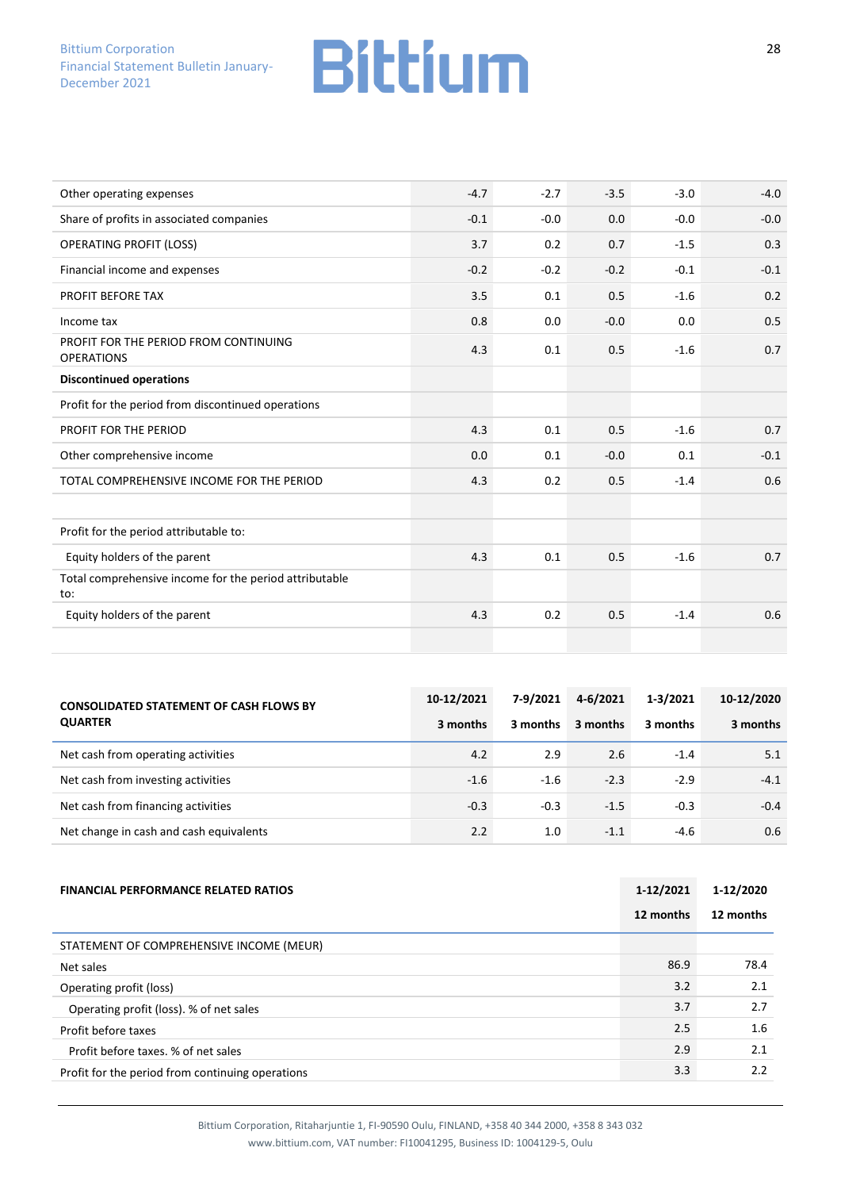| | | | | | |
|---|---|---|---|---|---|
| Other operating expenses | -4.7 | -2.7 | -3.5 | -3.0 | -4.0 |
| Share of profits in associated companies | -0.1 | -0.0 | 0.0 | -0.0 | -0.0 |
| OPERATING PROFIT (LOSS) | 3.7 | 0.2 | 0.7 | -1.5 | 0.3 |
| Financial income and expenses | -0.2 | -0.2 | -0.2 | -0.1 | -0.1 |
| PROFIT BEFORE TAX | 3.5 | 0.1 | 0.5 | -1.6 | 0.2 |
| Income tax | 0.8 | 0.0 | -0.0 | 0.0 | 0.5 |
| PROFIT FOR THE PERIOD FROM CONTINUING OPERATIONS | 4.3 | 0.1 | 0.5 | -1.6 | 0.7 |
| **Discontinued operations** | | | | | |
| Profit for the period from discontinued operations | | | | | |
| PROFIT FOR THE PERIOD | 4.3 | 0.1 | 0.5 | -1.6 | 0.7 |
| Other comprehensive income | 0.0 | 0.1 | -0.0 | 0.1 | -0.1 |
| TOTAL COMPREHENSIVE INCOME FOR THE PERIOD | 4.3 | 0.2 | 0.5 | -1.4 | 0.6 |
| | | | | | |
| Profit for the period attributable to: | | | | | |
| Equity holders of the parent | 4.3 | 0.1 | 0.5 | -1.6 | 0.7 |
| Total comprehensive income for the period attributable to: | | | | | |
| Equity holders of the parent | 4.3 | 0.2 | 0.5 | -1.4 | 0.6 |

| **CONSOLIDATED STATEMENT OF CASH FLOWS BY QUARTER** | **10-12/2021** | **7-9/2021** | **4-6/2021** | **1-3/2021** | **10-12/2020** |
|---|---|---|---|---|---|
| | **3 months** | **3 months** | **3 months** | **3 months** | **3 months** |
| Net cash from operating activities | 4.2 | 2.9 | 2.6 | -1.4 | 5.1 |
| Net cash from investing activities | -1.6 | -1.6 | -2.3 | -2.9 | -4.1 |
| Net cash from financing activities | -0.3 | -0.3 | -1.5 | -0.3 | -0.4 |
| Net change in cash and cash equivalents | 2.2 | 1.0 | -1.1 | -4.6 | 0.6 |

| **FINANCIAL PERFORMANCE RELATED RATIOS** | **1-12/2021** | **1-12/2020** |
|---|---|---|
| | **12 months** | **12 months** |
| STATEMENT OF COMPREHENSIVE INCOME (MEUR) | | |
| Net sales | 86.9 | 78.4 |
| Operating profit (loss) | 3.2 | 2.1 |
| Operating profit (loss). % of net sales | 3.7 | 2.7 |
| Profit before taxes | 2.5 | 1.6 |
| Profit before taxes. % of net sales | 2.9 | 2.1 |
| Profit for the period from continuing operations | 3.3 | 2.2 |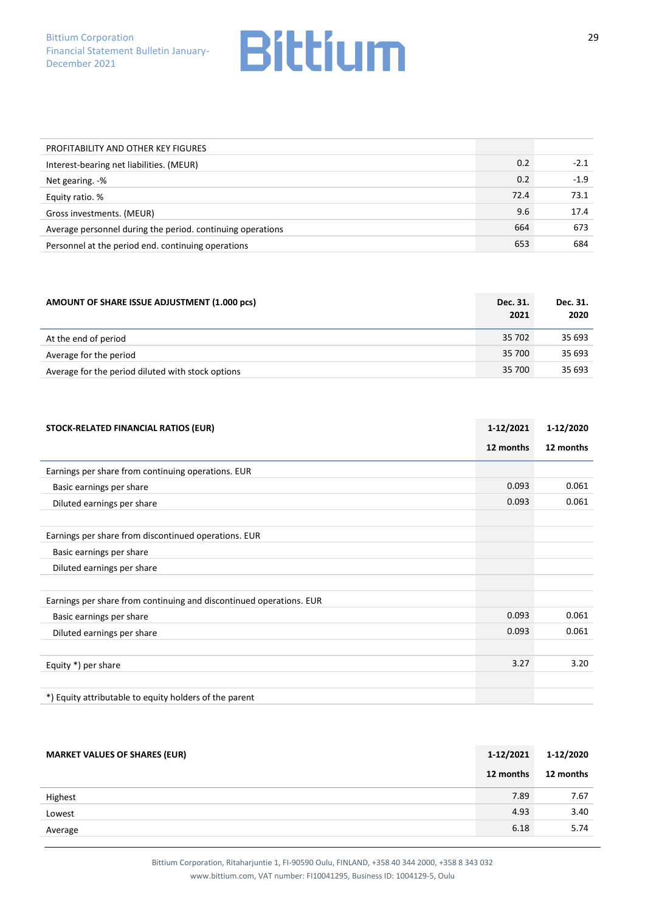| PROFITABILITY AND OTHER KEY FIGURES | | |
|---|---|---|
| Interest-bearing net liabilities. (MEUR) | 0.2 | -2.1 |
| Net gearing. -% | 0.2 | -1.9 |
| Equity ratio. % | 72.4 | 73.1 |
| Gross investments. (MEUR) | 9.6 | 17.4 |
| Average personnel during the period. continuing operations | 664 | 673 |
| Personnel at the period end. continuing operations | 653 | 684 |

| **AMOUNT OF SHARE ISSUE ADJUSTMENT (1.000 pcs)** | **Dec. 31. 2021** | **Dec. 31. 2020** |
|---|---|---|
| At the end of period | 35 702 | 35 693 |
| Average for the period | 35 700 | 35 693 |
| Average for the period diluted with stock options | 35 700 | 35 693 |

| **STOCK-RELATED FINANCIAL RATIOS (EUR)** | **1-12/2021 12 months** | **1-12/2020 12 months** |
|---|---|---|
| Earnings per share from continuing operations. EUR | | |
| Basic earnings per share | 0.093 | 0.061 |
| Diluted earnings per share | 0.093 | 0.061 |
| | | |
| Earnings per share from discontinued operations. EUR | | |
| Basic earnings per share | | |
| Diluted earnings per share | | |
| | | |
| Earnings per share from continuing and discontinued operations. EUR | | |
| Basic earnings per share | 0.093 | 0.061 |
| Diluted earnings per share | 0.093 | 0.061 |
| | | |
| Equity *) per share | 3.27 | 3.20 |
| | | |
| *) Equity attributable to equity holders of the parent | | |

| **MARKET VALUES OF SHARES (EUR)** | **1-12/2021 12 months** | **1-12/2020 12 months** |
|---|---|---|
| Highest | 7.89 | 7.67 |
| Lowest | 4.93 | 3.40 |
| Average | 6.18 | 5.74 |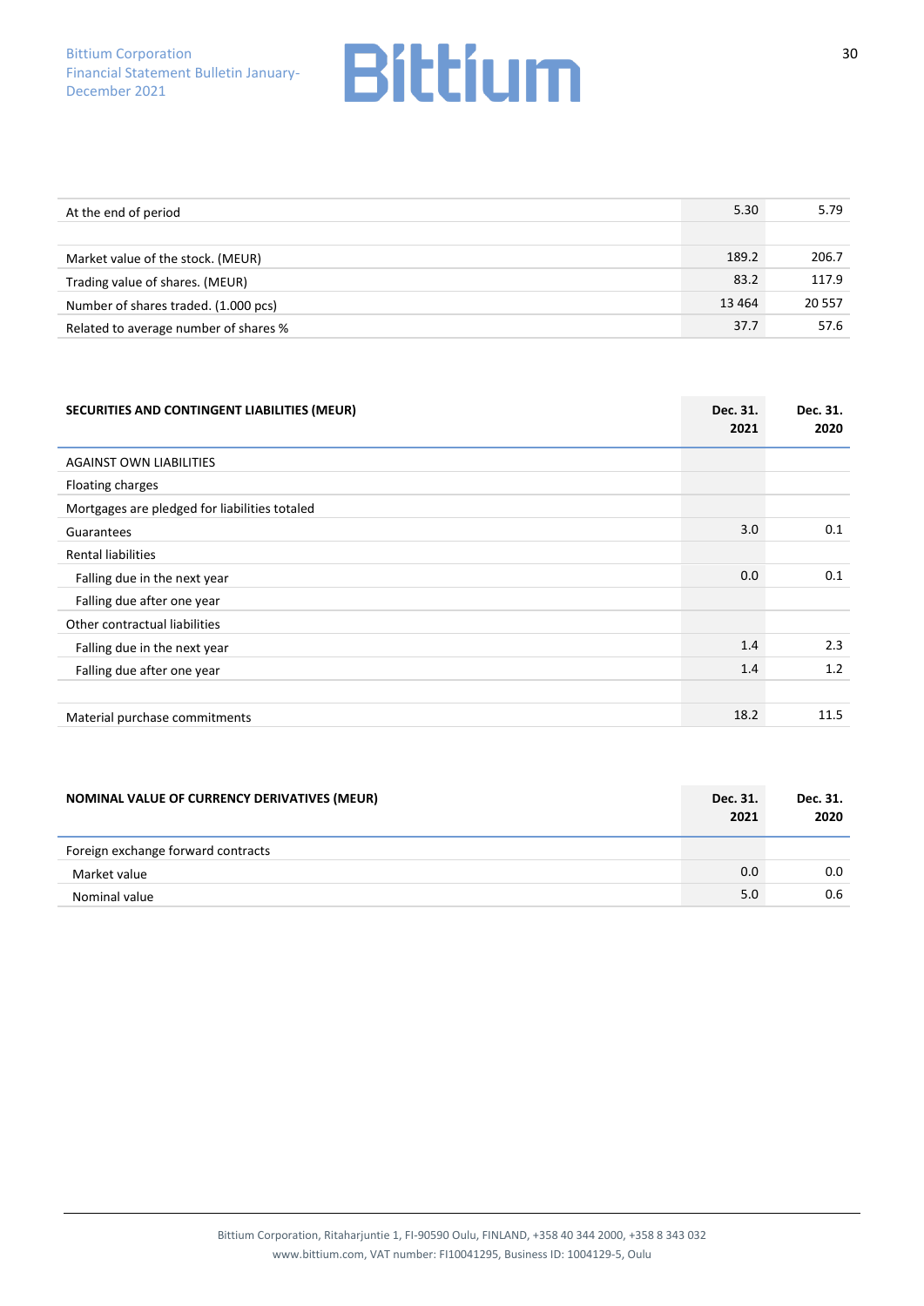| | | |
|---|---|---|
| At the end of period | 5.30 | 5.79 |
| | | |
| Market value of the stock. (MEUR) | 189.2 | 206.7 |
| Trading value of shares. (MEUR) | 83.2 | 117.9 |
| Number of shares traded. (1.000 pcs) | 13 464 | 20 557 |
| Related to average number of shares % | 37.7 | 57.6 |

| SECURITIES AND CONTINGENT LIABILITIES (MEUR) | Dec. 31. 2021 | Dec. 31. 2020 |
|---|---|---|
| AGAINST OWN LIABILITIES | | |
| Floating charges | | |
| Mortgages are pledged for liabilities totaled | | |
| Guarantees | 3.0 | 0.1 |
| Rental liabilities | | |
| Falling due in the next year | 0.0 | 0.1 |
| Falling due after one year | | |
| Other contractual liabilities | | |
| Falling due in the next year | 1.4 | 2.3 |
| Falling due after one year | 1.4 | 1.2 |
| | | |
| Material purchase commitments | 18.2 | 11.5 |

| NOMINAL VALUE OF CURRENCY DERIVATIVES (MEUR) | Dec. 31. 2021 | Dec. 31. 2020 |
|---|---|---|
| Foreign exchange forward contracts | | |
| Market value | 0.0 | 0.0 |
| Nominal value | 5.0 | 0.6 |